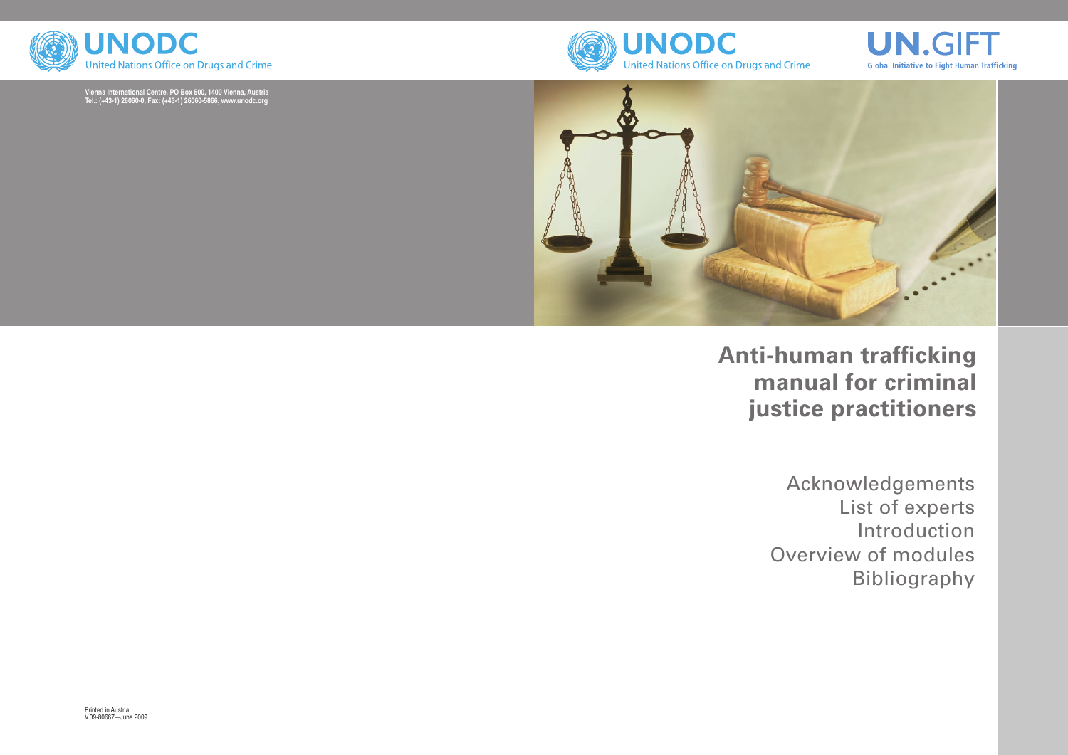UNODC
United Nations Office on Drugs and Crime

Vienna International Centre, PO Box 500, 1400 Vienna, Austria
Tel.: (+43-1) 26060-0, Fax: (+43-1) 26060-5866, www.unodc.org

Printed in Austria
V.09-80667—June 2009

UNODC
United Nations Office on Drugs and Crime

UN.GIFT
Global Initiative to Fight Human Trafficking

# Anti-human trafficking manual for criminal justice practitioners

Acknowledgements
List of experts
Introduction
Overview of modules
Bibliography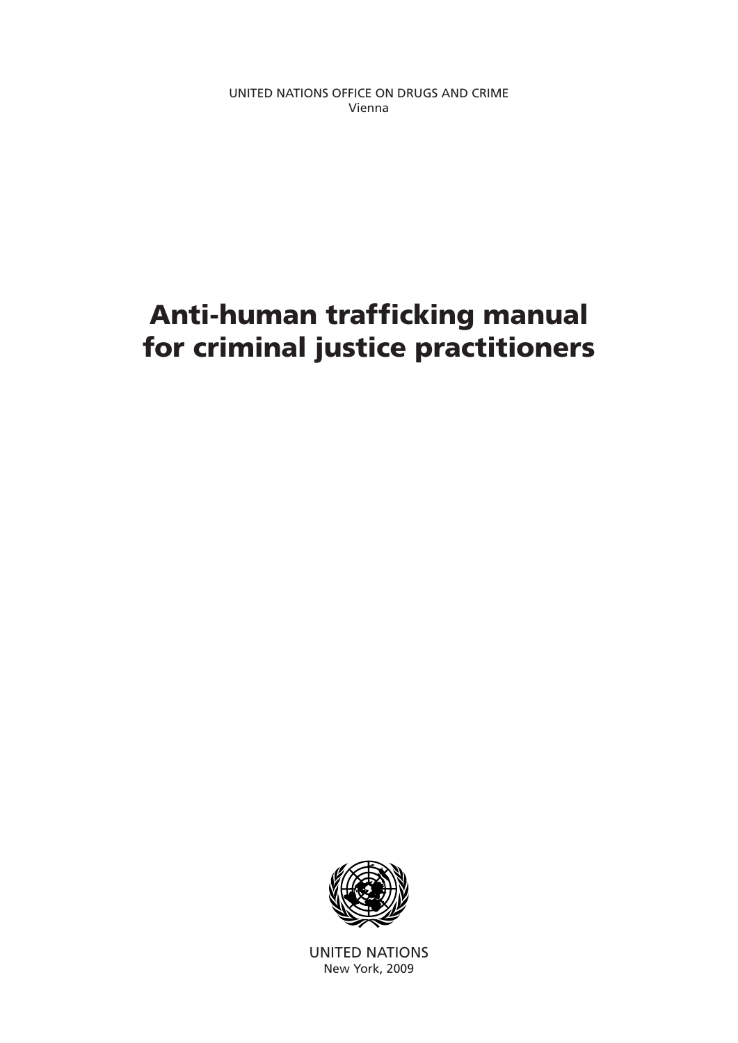UNITED NATIONS OFFICE ON DRUGS AND CRIME
Vienna

# Anti-human trafficking manual for criminal justice practitioners

UNITED NATIONS
New York, 2009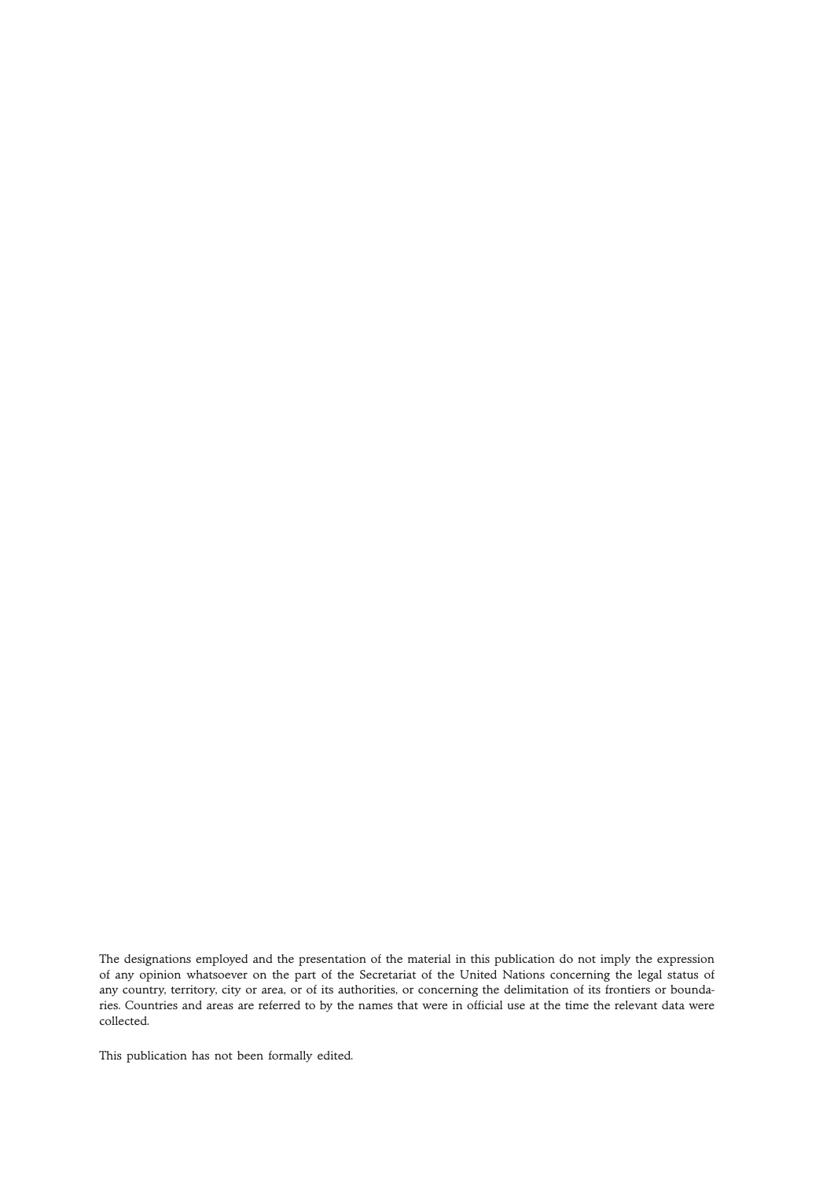The designations employed and the presentation of the material in this publication do not imply the expression of any opinion whatsoever on the part of the Secretariat of the United Nations concerning the legal status of any country, territory, city or area, or of its authorities, or concerning the delimitation of its frontiers or boundaries. Countries and areas are referred to by the names that were in official use at the time the relevant data were collected.

This publication has not been formally edited.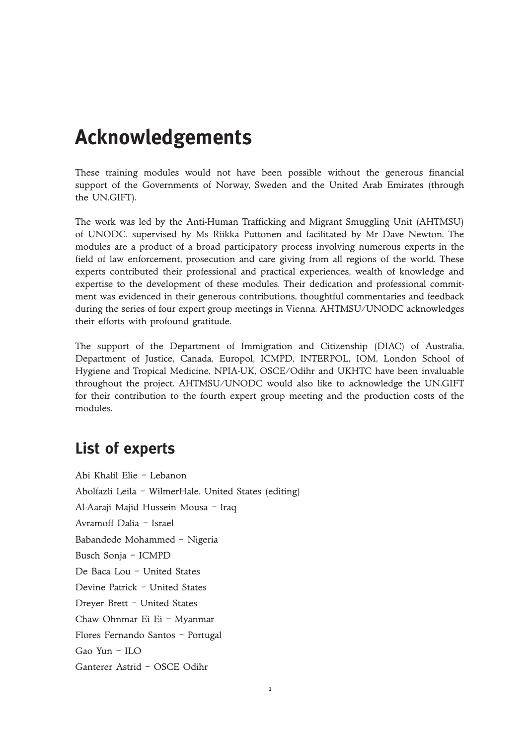# Acknowledgements

These training modules would not have been possible without the generous financial support of the Governments of Norway, Sweden and the United Arab Emirates (through the UN.GIFT).

The work was led by the Anti-Human Trafficking and Migrant Smuggling Unit (AHTMSU) of UNODC, supervised by Ms Riikka Puttonen and facilitated by Mr Dave Newton. The modules are a product of a broad participatory process involving numerous experts in the field of law enforcement, prosecution and care giving from all regions of the world. These experts contributed their professional and practical experiences, wealth of knowledge and expertise to the development of these modules. Their dedication and professional commitment was evidenced in their generous contributions, thoughtful commentaries and feedback during the series of four expert group meetings in Vienna. AHTMSU/UNODC acknowledges their efforts with profound gratitude.

The support of the Department of Immigration and Citizenship (DIAC) of Australia, Department of Justice, Canada, Europol, ICMPD, INTERPOL, IOM, London School of Hygiene and Tropical Medicine, NPIA-UK, OSCE/Odihr and UKHTC have been invaluable throughout the project. AHTMSU/UNODC would also like to acknowledge the UN.GIFT for their contribution to the fourth expert group meeting and the production costs of the modules.

## List of experts

Abi Khalil Elie – Lebanon

Abolfazli Leila – WilmerHale, United States (editing)

Al-Aaraji Majid Hussein Mousa – Iraq

Avramoff Dalia – Israel

Babandede Mohammed – Nigeria

Busch Sonja – ICMPD

De Baca Lou – United States

Devine Patrick – United States

Dreyer Brett – United States

Chaw Ohnmar Ei Ei – Myanmar

Flores Fernando Santos – Portugal

Gao Yun – ILO

Ganterer Astrid – OSCE Odihr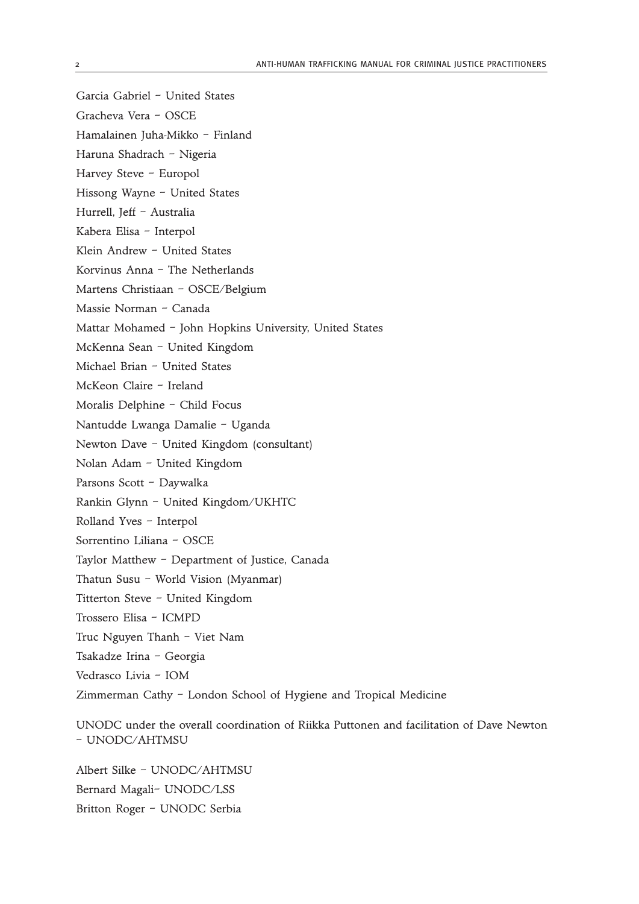Garcia Gabriel – United States

Gracheva Vera – OSCE

Hamalainen Juha-Mikko – Finland

Haruna Shadrach – Nigeria

Harvey Steve – Europol

Hissong Wayne – United States

Hurrell, Jeff – Australia

Kabera Elisa – Interpol

Klein Andrew – United States

Korvinus Anna – The Netherlands

Martens Christiaan – OSCE/Belgium

Massie Norman – Canada

Mattar Mohamed – John Hopkins University, United States

McKenna Sean – United Kingdom

Michael Brian – United States

McKeon Claire – Ireland

Moralis Delphine – Child Focus

Nantudde Lwanga Damalie – Uganda

Newton Dave – United Kingdom (consultant)

Nolan Adam – United Kingdom

Parsons Scott – Daywalka

Rankin Glynn – United Kingdom/UKHTC

Rolland Yves – Interpol

Sorrentino Liliana – OSCE

Taylor Matthew – Department of Justice, Canada

Thatun Susu – World Vision (Myanmar)

Titterton Steve – United Kingdom

Trossero Elisa – ICMPD

Truc Nguyen Thanh – Viet Nam

Tsakadze Irina – Georgia

Vedrasco Livia – IOM

Zimmerman Cathy – London School of Hygiene and Tropical Medicine

UNODC under the overall coordination of Riikka Puttonen and facilitation of Dave Newton – UNODC/AHTMSU

Albert Silke – UNODC/AHTMSU

Bernard Magali– UNODC/LSS

Britton Roger – UNODC Serbia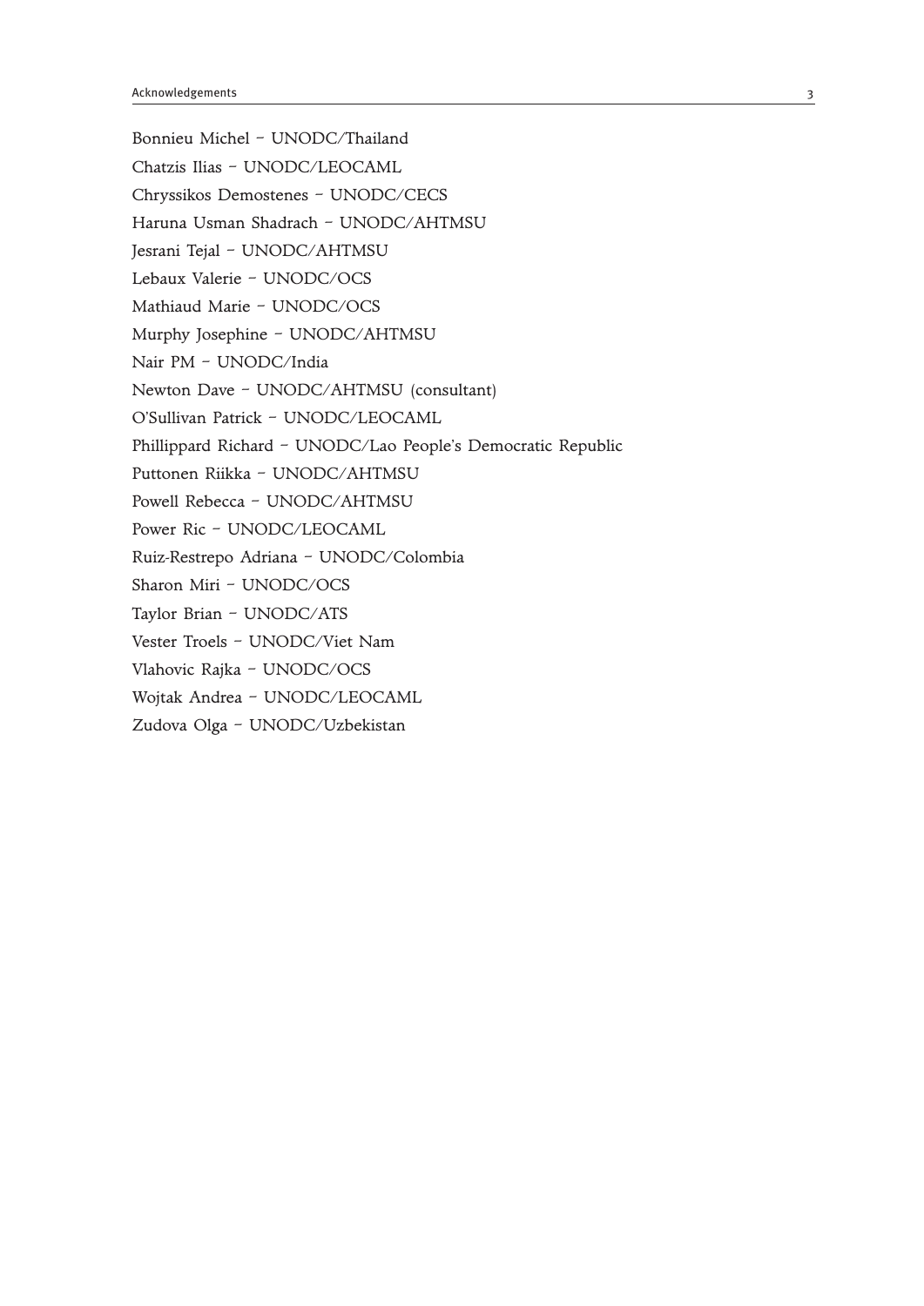Bonnieu Michel – UNODC/Thailand

Chatzis Ilias – UNODC/LEOCAML

Chryssikos Demostenes – UNODC/CECS

Haruna Usman Shadrach – UNODC/AHTMSU

Jesrani Tejal – UNODC/AHTMSU

Lebaux Valerie – UNODC/OCS

Mathiaud Marie – UNODC/OCS

Murphy Josephine – UNODC/AHTMSU

Nair PM – UNODC/India

Newton Dave – UNODC/AHTMSU (consultant)

O'Sullivan Patrick – UNODC/LEOCAML

Phillippard Richard – UNODC/Lao People's Democratic Republic

Puttonen Riikka – UNODC/AHTMSU

Powell Rebecca – UNODC/AHTMSU

Power Ric – UNODC/LEOCAML

Ruiz-Restrepo Adriana – UNODC/Colombia

Sharon Miri – UNODC/OCS

Taylor Brian – UNODC/ATS

Vester Troels – UNODC/Viet Nam

Vlahovic Rajka – UNODC/OCS

Wojtak Andrea – UNODC/LEOCAML

Zudova Olga – UNODC/Uzbekistan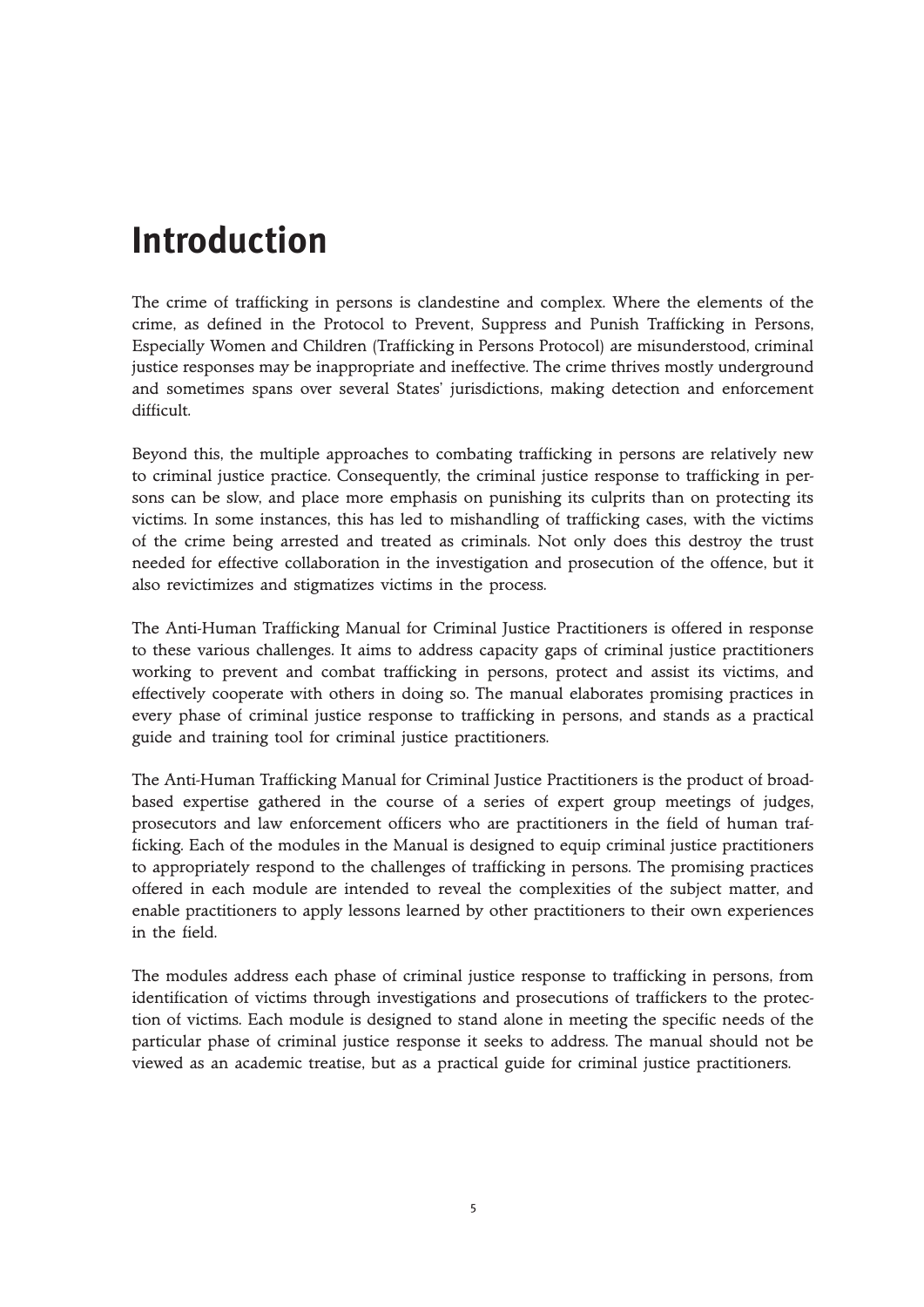# Introduction

The crime of trafficking in persons is clandestine and complex. Where the elements of the crime, as defined in the Protocol to Prevent, Suppress and Punish Trafficking in Persons, Especially Women and Children (Trafficking in Persons Protocol) are misunderstood, criminal justice responses may be inappropriate and ineffective. The crime thrives mostly underground and sometimes spans over several States' jurisdictions, making detection and enforcement difficult.

Beyond this, the multiple approaches to combating trafficking in persons are relatively new to criminal justice practice. Consequently, the criminal justice response to trafficking in persons can be slow, and place more emphasis on punishing its culprits than on protecting its victims. In some instances, this has led to mishandling of trafficking cases, with the victims of the crime being arrested and treated as criminals. Not only does this destroy the trust needed for effective collaboration in the investigation and prosecution of the offence, but it also revictimizes and stigmatizes victims in the process.

The Anti-Human Trafficking Manual for Criminal Justice Practitioners is offered in response to these various challenges. It aims to address capacity gaps of criminal justice practitioners working to prevent and combat trafficking in persons, protect and assist its victims, and effectively cooperate with others in doing so. The manual elaborates promising practices in every phase of criminal justice response to trafficking in persons, and stands as a practical guide and training tool for criminal justice practitioners.

The Anti-Human Trafficking Manual for Criminal Justice Practitioners is the product of broad-based expertise gathered in the course of a series of expert group meetings of judges, prosecutors and law enforcement officers who are practitioners in the field of human trafficking. Each of the modules in the Manual is designed to equip criminal justice practitioners to appropriately respond to the challenges of trafficking in persons. The promising practices offered in each module are intended to reveal the complexities of the subject matter, and enable practitioners to apply lessons learned by other practitioners to their own experiences in the field.

The modules address each phase of criminal justice response to trafficking in persons, from identification of victims through investigations and prosecutions of traffickers to the protection of victims. Each module is designed to stand alone in meeting the specific needs of the particular phase of criminal justice response it seeks to address. The manual should not be viewed as an academic treatise, but as a practical guide for criminal justice practitioners.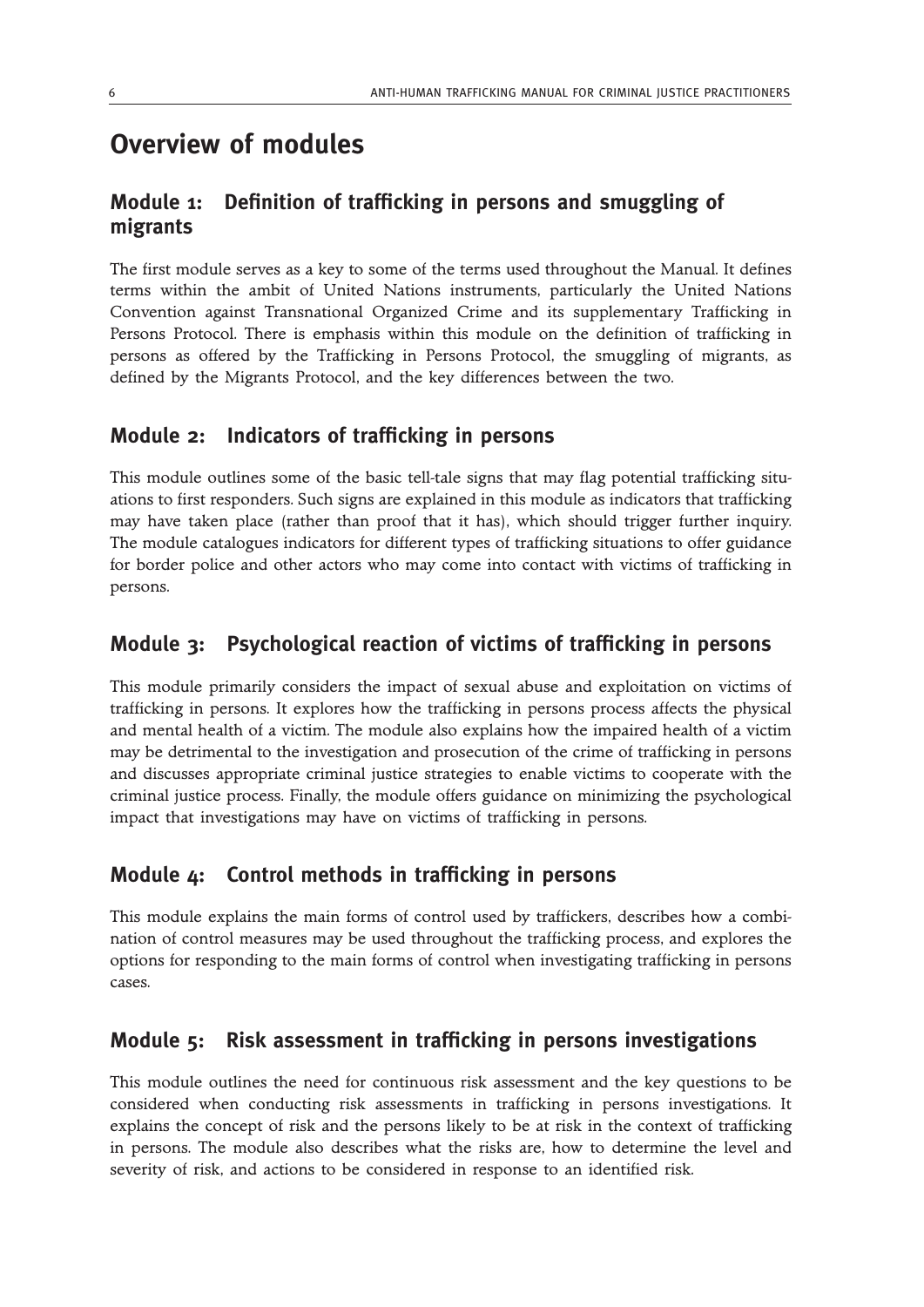# Overview of modules

## Module 1: Definition of trafficking in persons and smuggling of migrants

The first module serves as a key to some of the terms used throughout the Manual. It defines terms within the ambit of United Nations instruments, particularly the United Nations Convention against Transnational Organized Crime and its supplementary Trafficking in Persons Protocol. There is emphasis within this module on the definition of trafficking in persons as offered by the Trafficking in Persons Protocol, the smuggling of migrants, as defined by the Migrants Protocol, and the key differences between the two.

## Module 2: Indicators of trafficking in persons

This module outlines some of the basic tell-tale signs that may flag potential trafficking situations to first responders. Such signs are explained in this module as indicators that trafficking may have taken place (rather than proof that it has), which should trigger further inquiry. The module catalogues indicators for different types of trafficking situations to offer guidance for border police and other actors who may come into contact with victims of trafficking in persons.

## Module 3: Psychological reaction of victims of trafficking in persons

This module primarily considers the impact of sexual abuse and exploitation on victims of trafficking in persons. It explores how the trafficking in persons process affects the physical and mental health of a victim. The module also explains how the impaired health of a victim may be detrimental to the investigation and prosecution of the crime of trafficking in persons and discusses appropriate criminal justice strategies to enable victims to cooperate with the criminal justice process. Finally, the module offers guidance on minimizing the psychological impact that investigations may have on victims of trafficking in persons.

## Module 4: Control methods in trafficking in persons

This module explains the main forms of control used by traffickers, describes how a combination of control measures may be used throughout the trafficking process, and explores the options for responding to the main forms of control when investigating trafficking in persons cases.

## Module 5: Risk assessment in trafficking in persons investigations

This module outlines the need for continuous risk assessment and the key questions to be considered when conducting risk assessments in trafficking in persons investigations. It explains the concept of risk and the persons likely to be at risk in the context of trafficking in persons. The module also describes what the risks are, how to determine the level and severity of risk, and actions to be considered in response to an identified risk.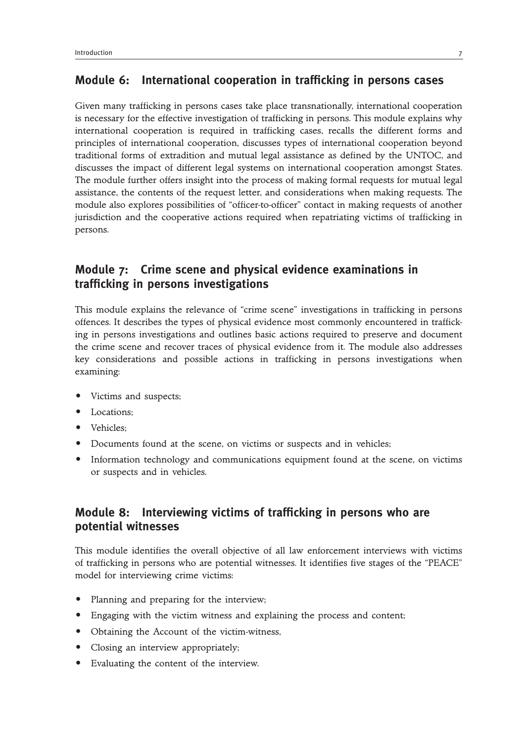## Module 6: International cooperation in trafficking in persons cases

Given many trafficking in persons cases take place transnationally, international cooperation is necessary for the effective investigation of trafficking in persons. This module explains why international cooperation is required in trafficking cases, recalls the different forms and principles of international cooperation, discusses types of international cooperation beyond traditional forms of extradition and mutual legal assistance as defined by the UNTOC, and discusses the impact of different legal systems on international cooperation amongst States. The module further offers insight into the process of making formal requests for mutual legal assistance, the contents of the request letter, and considerations when making requests. The module also explores possibilities of "officer-to-officer" contact in making requests of another jurisdiction and the cooperative actions required when repatriating victims of trafficking in persons.

## Module 7: Crime scene and physical evidence examinations in trafficking in persons investigations

This module explains the relevance of "crime scene" investigations in trafficking in persons offences. It describes the types of physical evidence most commonly encountered in trafficking in persons investigations and outlines basic actions required to preserve and document the crime scene and recover traces of physical evidence from it. The module also addresses key considerations and possible actions in trafficking in persons investigations when examining:

- Victims and suspects;
- Locations;
- Vehicles;
- Documents found at the scene, on victims or suspects and in vehicles;
- Information technology and communications equipment found at the scene, on victims or suspects and in vehicles.

## Module 8: Interviewing victims of trafficking in persons who are potential witnesses

This module identifies the overall objective of all law enforcement interviews with victims of trafficking in persons who are potential witnesses. It identifies five stages of the "PEACE" model for interviewing crime victims:

- Planning and preparing for the interview;
- Engaging with the victim witness and explaining the process and content;
- Obtaining the Account of the victim-witness,
- Closing an interview appropriately;
- Evaluating the content of the interview.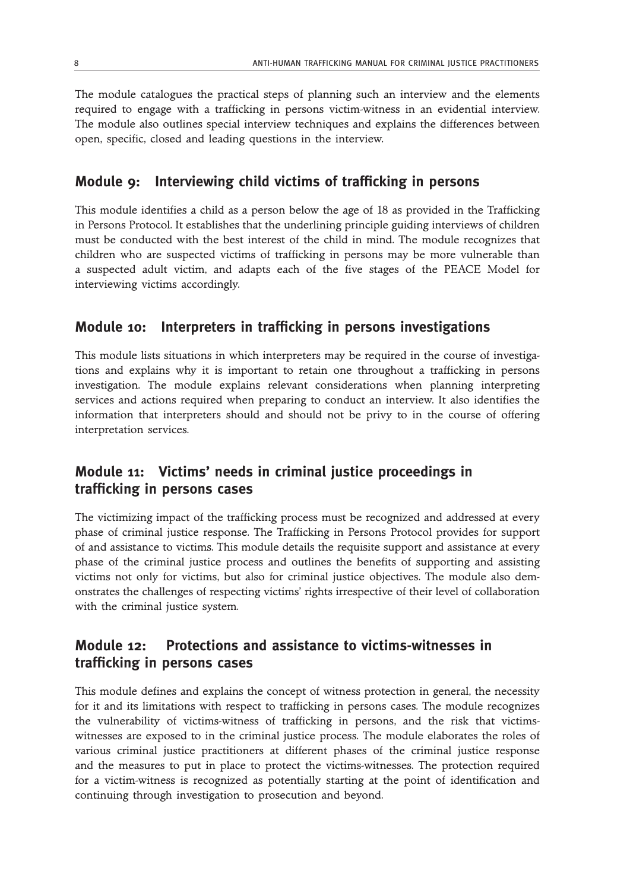The module catalogues the practical steps of planning such an interview and the elements required to engage with a trafficking in persons victim-witness in an evidential interview. The module also outlines special interview techniques and explains the differences between open, specific, closed and leading questions in the interview.

## Module 9: Interviewing child victims of trafficking in persons

This module identifies a child as a person below the age of 18 as provided in the Trafficking in Persons Protocol. It establishes that the underlining principle guiding interviews of children must be conducted with the best interest of the child in mind. The module recognizes that children who are suspected victims of trafficking in persons may be more vulnerable than a suspected adult victim, and adapts each of the five stages of the PEACE Model for interviewing victims accordingly.

## Module 10: Interpreters in trafficking in persons investigations

This module lists situations in which interpreters may be required in the course of investigations and explains why it is important to retain one throughout a trafficking in persons investigation. The module explains relevant considerations when planning interpreting services and actions required when preparing to conduct an interview. It also identifies the information that interpreters should and should not be privy to in the course of offering interpretation services.

## Module 11: Victims' needs in criminal justice proceedings in trafficking in persons cases

The victimizing impact of the trafficking process must be recognized and addressed at every phase of criminal justice response. The Trafficking in Persons Protocol provides for support of and assistance to victims. This module details the requisite support and assistance at every phase of the criminal justice process and outlines the benefits of supporting and assisting victims not only for victims, but also for criminal justice objectives. The module also demonstrates the challenges of respecting victims' rights irrespective of their level of collaboration with the criminal justice system.

## Module 12: Protections and assistance to victims-witnesses in trafficking in persons cases

This module defines and explains the concept of witness protection in general, the necessity for it and its limitations with respect to trafficking in persons cases. The module recognizes the vulnerability of victims-witness of trafficking in persons, and the risk that victims-witnesses are exposed to in the criminal justice process. The module elaborates the roles of various criminal justice practitioners at different phases of the criminal justice response and the measures to put in place to protect the victims-witnesses. The protection required for a victim-witness is recognized as potentially starting at the point of identification and continuing through investigation to prosecution and beyond.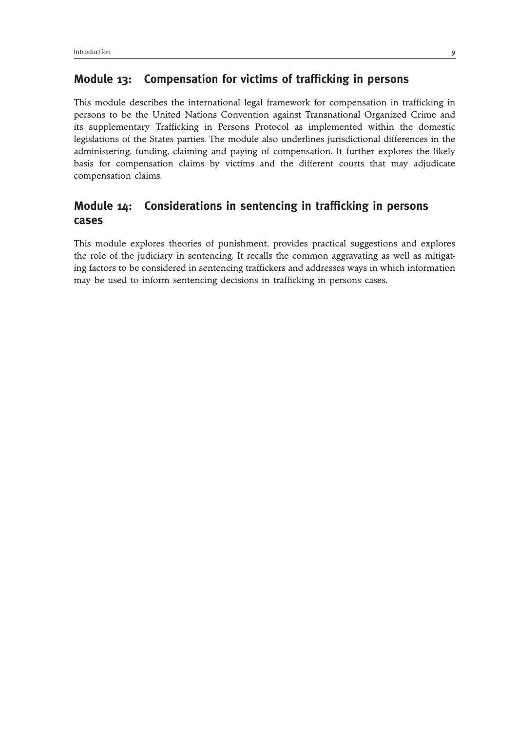## Module 13: Compensation for victims of trafficking in persons

This module describes the international legal framework for compensation in trafficking in persons to be the United Nations Convention against Transnational Organized Crime and its supplementary Trafficking in Persons Protocol as implemented within the domestic legislations of the States parties. The module also underlines jurisdictional differences in the administering, funding, claiming and paying of compensation. It further explores the likely basis for compensation claims by victims and the different courts that may adjudicate compensation claims.

## Module 14: Considerations in sentencing in trafficking in persons cases

This module explores theories of punishment, provides practical suggestions and explores the role of the judiciary in sentencing. It recalls the common aggravating as well as mitigating factors to be considered in sentencing traffickers and addresses ways in which information may be used to inform sentencing decisions in trafficking in persons cases.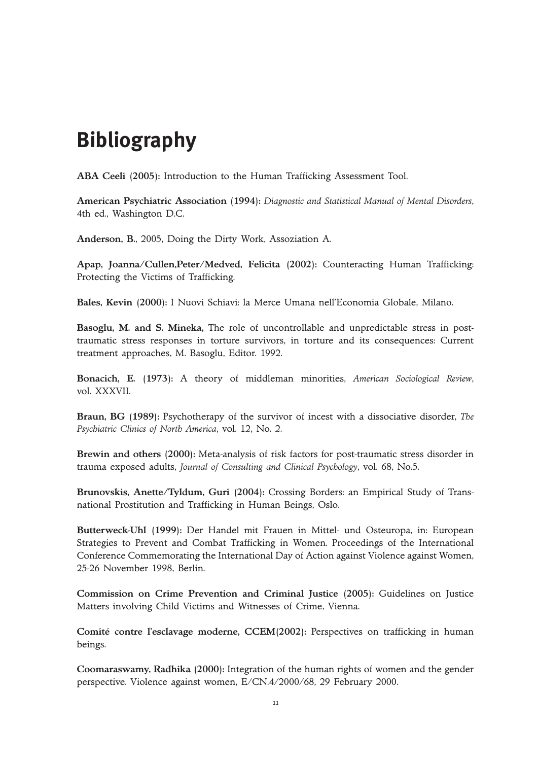# Bibliography

**ABA Ceeli (2005):** Introduction to the Human Trafficking Assessment Tool.

**American Psychiatric Association (1994):** *Diagnostic and Statistical Manual of Mental Disorders*, 4th ed., Washington D.C.

**Anderson, B.**, 2005, Doing the Dirty Work, Assoziation A.

**Apap, Joanna/Cullen,Peter/Medved, Felicita (2002):** Counteracting Human Trafficking: Protecting the Victims of Trafficking.

**Bales, Kevin (2000):** I Nuovi Schiavi: la Merce Umana nell'Economia Globale, Milano.

**Basoglu, M. and S. Mineka,** The role of uncontrollable and unpredictable stress in post-traumatic stress responses in torture survivors, in torture and its consequences: Current treatment approaches, M. Basoglu, Editor. 1992.

**Bonacich, E. (1973):** A theory of middleman minorities, *American Sociological Review*, vol. XXXVII.

**Braun, BG (1989):** Psychotherapy of the survivor of incest with a dissociative disorder, *The Psychiatric Clinics of North America*, vol. 12, No. 2.

**Brewin and others (2000):** Meta-analysis of risk factors for post-traumatic stress disorder in trauma exposed adults, *Journal of Consulting and Clinical Psychology*, vol. 68, No.5.

**Brunovskis, Anette/Tyldum, Guri (2004):** Crossing Borders: an Empirical Study of Transnational Prostitution and Trafficking in Human Beings, Oslo.

**Butterweck-Uhl (1999):** Der Handel mit Frauen in Mittel- und Osteuropa, in: European Strategies to Prevent and Combat Trafficking in Women. Proceedings of the International Conference Commemorating the International Day of Action against Violence against Women, 25-26 November 1998, Berlin.

**Commission on Crime Prevention and Criminal Justice (2005):** Guidelines on Justice Matters involving Child Victims and Witnesses of Crime, Vienna.

**Comité contre l'esclavage moderne, CCEM(2002):** Perspectives on trafficking in human beings.

**Coomaraswamy, Radhika (2000):** Integration of the human rights of women and the gender perspective. Violence against women, E/CN.4/2000/68, 29 February 2000.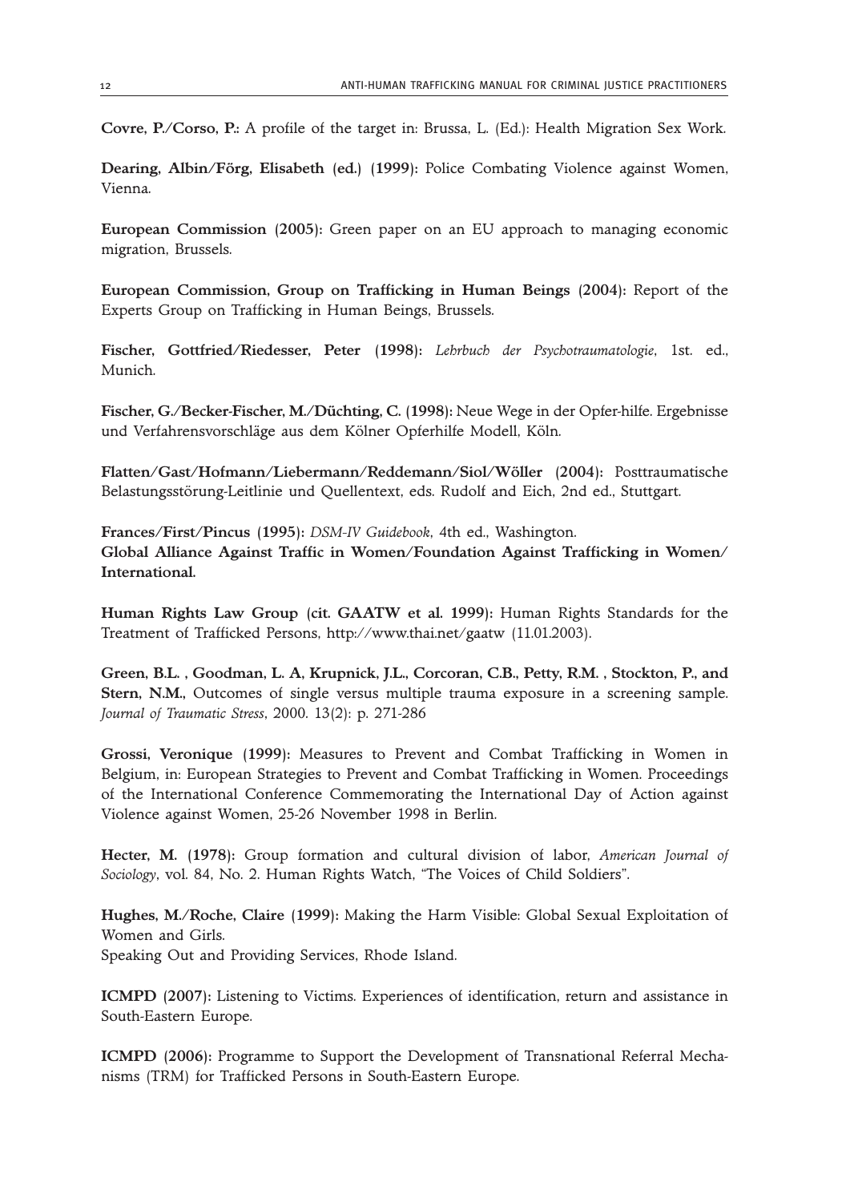**Covre, P./Corso, P.:** A profile of the target in: Brussa, L. (Ed.): Health Migration Sex Work.

**Dearing, Albin/Förg, Elisabeth (ed.) (1999):** Police Combating Violence against Women, Vienna.

**European Commission (2005):** Green paper on an EU approach to managing economic migration, Brussels.

**European Commission, Group on Trafficking in Human Beings (2004):** Report of the Experts Group on Trafficking in Human Beings, Brussels.

**Fischer, Gottfried/Riedesser, Peter (1998):** *Lehrbuch der Psychotraumatologie*, 1st. ed., Munich.

**Fischer, G./Becker-Fischer, M./Düchting, C. (1998):** Neue Wege in der Opfer-hilfe. Ergebnisse und Verfahrensvorschläge aus dem Kölner Opferhilfe Modell, Köln.

**Flatten/Gast/Hofmann/Liebermann/Reddemann/Siol/Wöller (2004):** Posttraumatische Belastungsstörung-Leitlinie und Quellentext, eds. Rudolf and Eich, 2nd ed., Stuttgart.

**Frances/First/Pincus (1995):** *DSM-IV Guidebook*, 4th ed., Washington.
**Global Alliance Against Traffic in Women/Foundation Against Trafficking in Women/ International.**

**Human Rights Law Group (cit. GAATW et al. 1999):** Human Rights Standards for the Treatment of Trafficked Persons, http://www.thai.net/gaatw (11.01.2003).

**Green, B.L. , Goodman, L. A, Krupnick, J.L., Corcoran, C.B., Petty, R.M. , Stockton, P., and Stern, N.M.,** Outcomes of single versus multiple trauma exposure in a screening sample. *Journal of Traumatic Stress*, 2000. 13(2): p. 271-286

**Grossi, Veronique (1999):** Measures to Prevent and Combat Trafficking in Women in Belgium, in: European Strategies to Prevent and Combat Trafficking in Women. Proceedings of the International Conference Commemorating the International Day of Action against Violence against Women, 25-26 November 1998 in Berlin.

**Hecter, M. (1978):** Group formation and cultural division of labor, *American Journal of Sociology*, vol. 84, No. 2. Human Rights Watch, "The Voices of Child Soldiers".

**Hughes, M./Roche, Claire (1999):** Making the Harm Visible: Global Sexual Exploitation of Women and Girls.
Speaking Out and Providing Services, Rhode Island.

**ICMPD (2007):** Listening to Victims. Experiences of identification, return and assistance in South-Eastern Europe.

**ICMPD (2006):** Programme to Support the Development of Transnational Referral Mechanisms (TRM) for Trafficked Persons in South-Eastern Europe.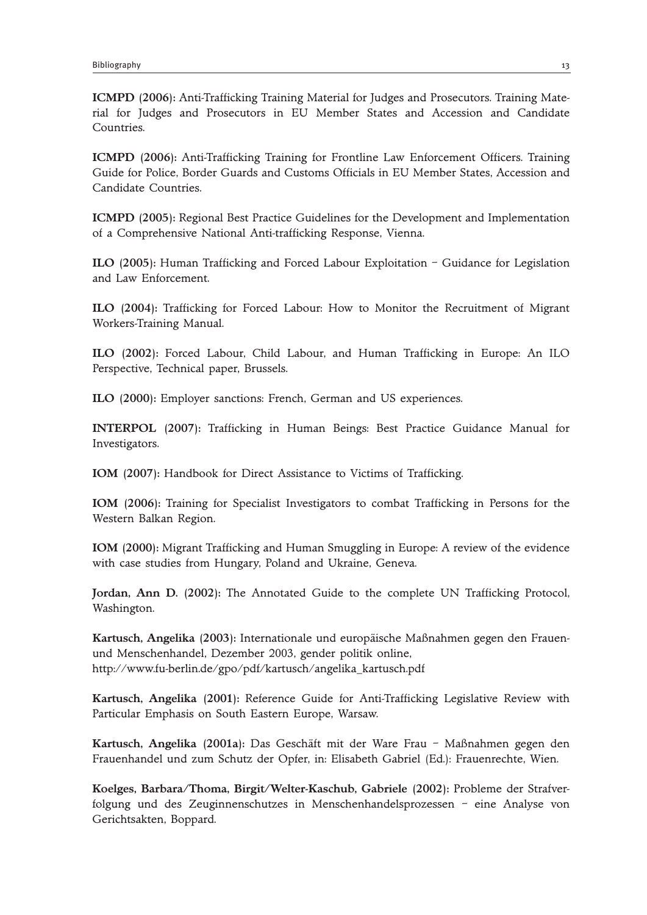**ICMPD (2006):** Anti-Trafficking Training Material for Judges and Prosecutors. Training Material for Judges and Prosecutors in EU Member States and Accession and Candidate Countries.

**ICMPD (2006):** Anti-Trafficking Training for Frontline Law Enforcement Officers. Training Guide for Police, Border Guards and Customs Officials in EU Member States, Accession and Candidate Countries.

**ICMPD (2005):** Regional Best Practice Guidelines for the Development and Implementation of a Comprehensive National Anti-trafficking Response, Vienna.

**ILO (2005):** Human Trafficking and Forced Labour Exploitation – Guidance for Legislation and Law Enforcement.

**ILO (2004):** Trafficking for Forced Labour: How to Monitor the Recruitment of Migrant Workers-Training Manual.

**ILO (2002):** Forced Labour, Child Labour, and Human Trafficking in Europe: An ILO Perspective, Technical paper, Brussels.

**ILO (2000):** Employer sanctions: French, German and US experiences.

**INTERPOL (2007):** Trafficking in Human Beings: Best Practice Guidance Manual for Investigators.

**IOM (2007):** Handbook for Direct Assistance to Victims of Trafficking.

**IOM (2006):** Training for Specialist Investigators to combat Trafficking in Persons for the Western Balkan Region.

**IOM (2000):** Migrant Trafficking and Human Smuggling in Europe: A review of the evidence with case studies from Hungary, Poland and Ukraine, Geneva.

**Jordan, Ann D. (2002):** The Annotated Guide to the complete UN Trafficking Protocol, Washington.

**Kartusch, Angelika (2003):** Internationale und europäische Maßnahmen gegen den Frauen- und Menschenhandel, Dezember 2003, gender politik online, http://www.fu-berlin.de/gpo/pdf/kartusch/angelika_kartusch.pdf

**Kartusch, Angelika (2001):** Reference Guide for Anti-Trafficking Legislative Review with Particular Emphasis on South Eastern Europe, Warsaw.

**Kartusch, Angelika (2001a):** Das Geschäft mit der Ware Frau – Maßnahmen gegen den Frauenhandel und zum Schutz der Opfer, in: Elisabeth Gabriel (Ed.): Frauenrechte, Wien.

**Koelges, Barbara/Thoma, Birgit/Welter-Kaschub, Gabriele (2002):** Probleme der Strafverfolgung und des Zeuginnenschutzes in Menschenhandelsprozessen – eine Analyse von Gerichtsakten, Boppard.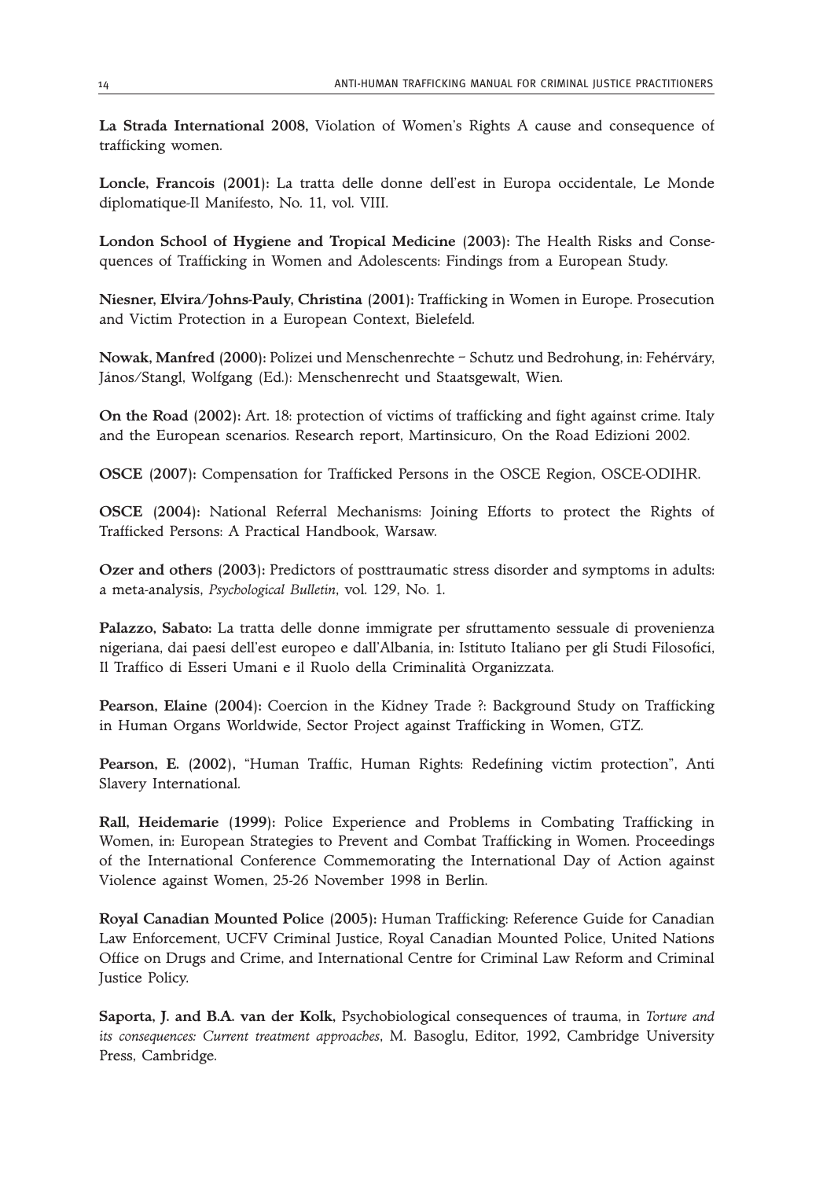**La Strada International 2008,** Violation of Women's Rights A cause and consequence of trafficking women.

**Loncle, Francois (2001):** La tratta delle donne dell'est in Europa occidentale, Le Monde diplomatique-Il Manifesto, No. 11, vol. VIII.

**London School of Hygiene and Tropical Medicine (2003):** The Health Risks and Consequences of Trafficking in Women and Adolescents: Findings from a European Study.

**Niesner, Elvira/Johns-Pauly, Christina (2001):** Trafficking in Women in Europe. Prosecution and Victim Protection in a European Context, Bielefeld.

**Nowak, Manfred (2000):** Polizei und Menschenrechte – Schutz und Bedrohung, in: Fehérváry, János/Stangl, Wolfgang (Ed.): Menschenrecht und Staatsgewalt, Wien.

**On the Road (2002):** Art. 18: protection of victims of trafficking and fight against crime. Italy and the European scenarios. Research report, Martinsicuro, On the Road Edizioni 2002.

**OSCE (2007):** Compensation for Trafficked Persons in the OSCE Region, OSCE-ODIHR.

**OSCE (2004):** National Referral Mechanisms: Joining Efforts to protect the Rights of Trafficked Persons: A Practical Handbook, Warsaw.

**Ozer and others (2003):** Predictors of posttraumatic stress disorder and symptoms in adults: a meta-analysis, *Psychological Bulletin*, vol. 129, No. 1.

**Palazzo, Sabato:** La tratta delle donne immigrate per sfruttamento sessuale di provenienza nigeriana, dai paesi dell'est europeo e dall'Albania, in: Istituto Italiano per gli Studi Filosofici, Il Traffico di Esseri Umani e il Ruolo della Criminalità Organizzata.

**Pearson, Elaine (2004):** Coercion in the Kidney Trade ?: Background Study on Trafficking in Human Organs Worldwide, Sector Project against Trafficking in Women, GTZ.

**Pearson, E. (2002),** "Human Traffic, Human Rights: Redefining victim protection", Anti Slavery International.

**Rall, Heidemarie (1999):** Police Experience and Problems in Combating Trafficking in Women, in: European Strategies to Prevent and Combat Trafficking in Women. Proceedings of the International Conference Commemorating the International Day of Action against Violence against Women, 25-26 November 1998 in Berlin.

**Royal Canadian Mounted Police (2005):** Human Trafficking: Reference Guide for Canadian Law Enforcement, UCFV Criminal Justice, Royal Canadian Mounted Police, United Nations Office on Drugs and Crime, and International Centre for Criminal Law Reform and Criminal Justice Policy.

**Saporta, J. and B.A. van der Kolk,** Psychobiological consequences of trauma, in *Torture and its consequences: Current treatment approaches*, M. Basoglu, Editor, 1992, Cambridge University Press, Cambridge.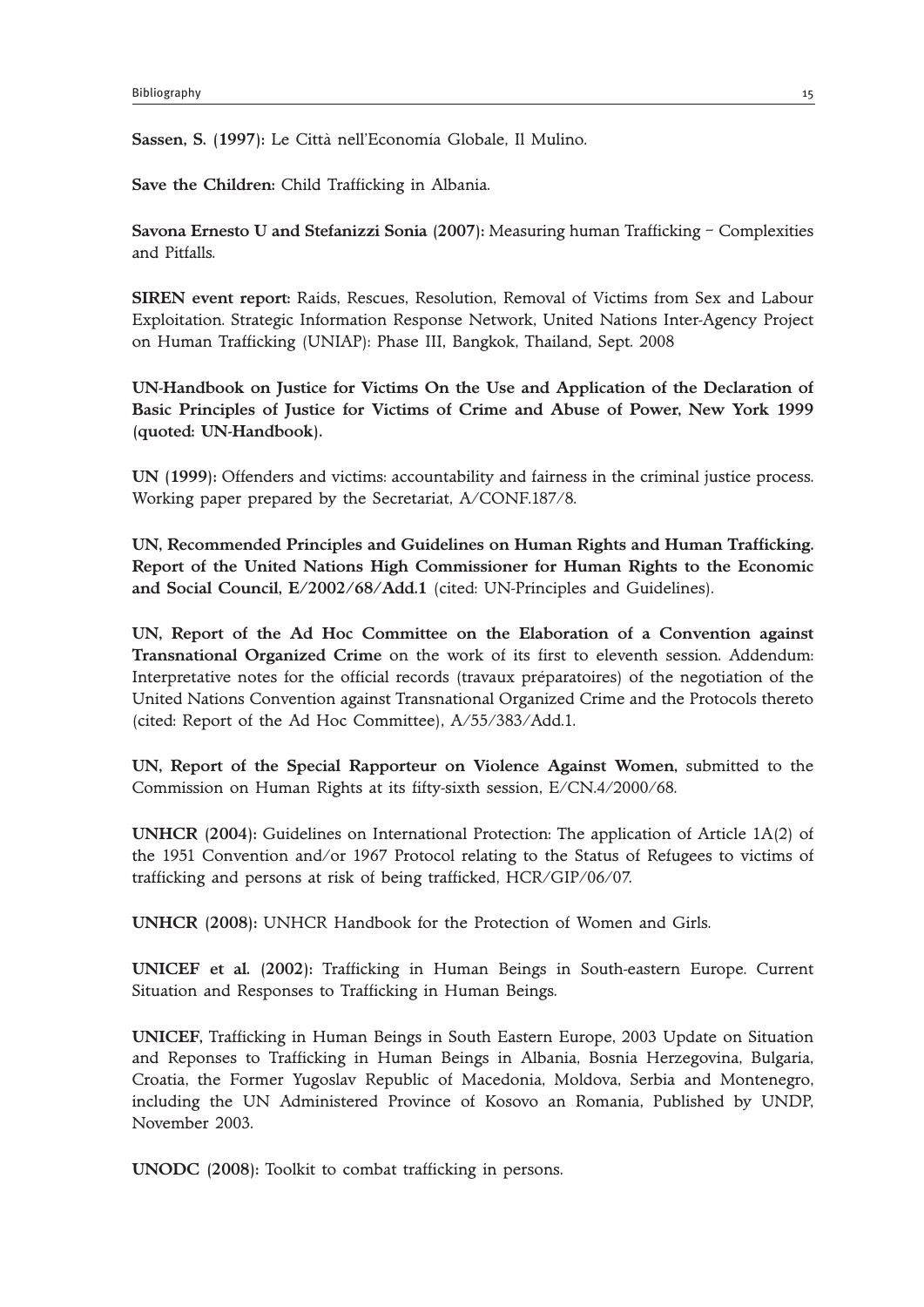**Sassen, S. (1997):** Le Città nell'Economia Globale, Il Mulino.

**Save the Children:** Child Trafficking in Albania.

**Savona Ernesto U and Stefanizzi Sonia (2007):** Measuring human Trafficking – Complexities and Pitfalls.

**SIREN event report:** Raids, Rescues, Resolution, Removal of Victims from Sex and Labour Exploitation. Strategic Information Response Network, United Nations Inter-Agency Project on Human Trafficking (UNIAP): Phase III, Bangkok, Thailand, Sept. 2008

**UN-Handbook on Justice for Victims On the Use and Application of the Declaration of Basic Principles of Justice for Victims of Crime and Abuse of Power, New York 1999 (quoted: UN-Handbook).**

**UN (1999):** Offenders and victims: accountability and fairness in the criminal justice process. Working paper prepared by the Secretariat, A/CONF.187/8.

**UN, Recommended Principles and Guidelines on Human Rights and Human Trafficking. Report of the United Nations High Commissioner for Human Rights to the Economic and Social Council, E/2002/68/Add.1** (cited: UN-Principles and Guidelines).

**UN, Report of the Ad Hoc Committee on the Elaboration of a Convention against Transnational Organized Crime** on the work of its first to eleventh session. Addendum: Interpretative notes for the official records (travaux préparatoires) of the negotiation of the United Nations Convention against Transnational Organized Crime and the Protocols thereto (cited: Report of the Ad Hoc Committee), A/55/383/Add.1.

**UN, Report of the Special Rapporteur on Violence Against Women,** submitted to the Commission on Human Rights at its fifty-sixth session, E/CN.4/2000/68.

**UNHCR (2004):** Guidelines on International Protection: The application of Article 1A(2) of the 1951 Convention and/or 1967 Protocol relating to the Status of Refugees to victims of trafficking and persons at risk of being trafficked, HCR/GIP/06/07.

**UNHCR (2008):** UNHCR Handbook for the Protection of Women and Girls.

**UNICEF et al. (2002):** Trafficking in Human Beings in South-eastern Europe. Current Situation and Responses to Trafficking in Human Beings.

**UNICEF,** Trafficking in Human Beings in South Eastern Europe, 2003 Update on Situation and Reponses to Trafficking in Human Beings in Albania, Bosnia Herzegovina, Bulgaria, Croatia, the Former Yugoslav Republic of Macedonia, Moldova, Serbia and Montenegro, including the UN Administered Province of Kosovo an Romania, Published by UNDP, November 2003.

**UNODC (2008):** Toolkit to combat trafficking in persons.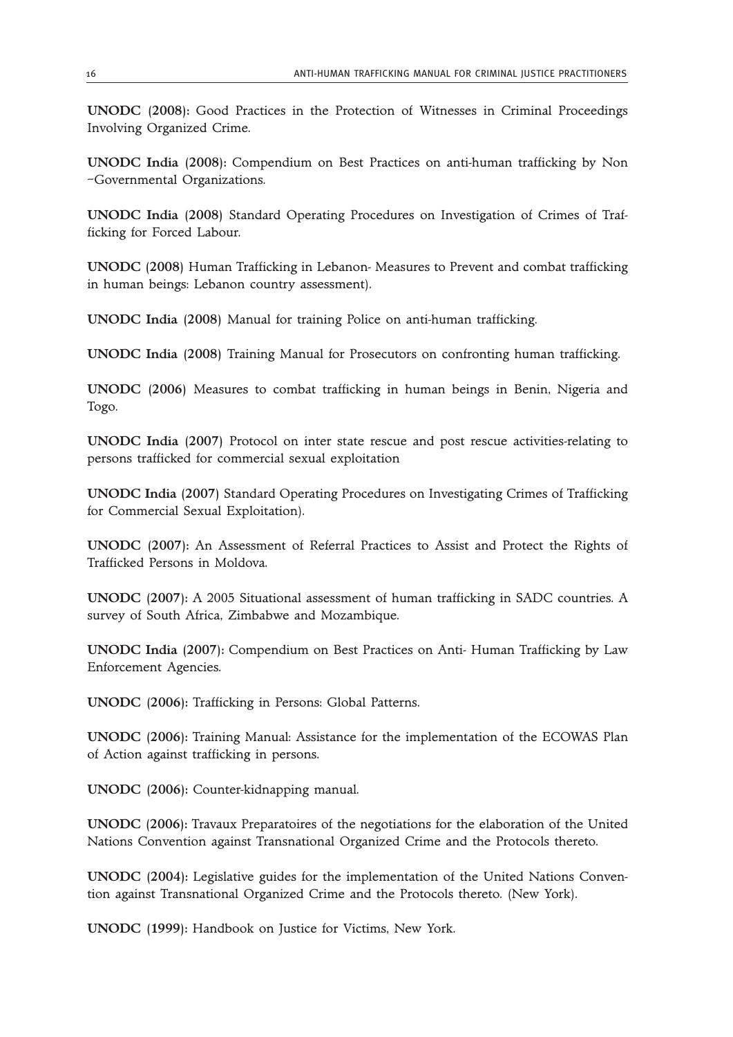**UNODC (2008):** Good Practices in the Protection of Witnesses in Criminal Proceedings Involving Organized Crime.

**UNODC India (2008):** Compendium on Best Practices on anti-human trafficking by Non –Governmental Organizations.

**UNODC India (2008)** Standard Operating Procedures on Investigation of Crimes of Trafficking for Forced Labour.

**UNODC (2008)** Human Trafficking in Lebanon- Measures to Prevent and combat trafficking in human beings: Lebanon country assessment).

**UNODC India (2008)** Manual for training Police on anti-human trafficking.

**UNODC India (2008)** Training Manual for Prosecutors on confronting human trafficking.

**UNODC (2006)** Measures to combat trafficking in human beings in Benin, Nigeria and Togo.

**UNODC India (2007)** Protocol on inter state rescue and post rescue activities-relating to persons trafficked for commercial sexual exploitation

**UNODC India (2007)** Standard Operating Procedures on Investigating Crimes of Trafficking for Commercial Sexual Exploitation).

**UNODC (2007):** An Assessment of Referral Practices to Assist and Protect the Rights of Trafficked Persons in Moldova.

**UNODC (2007):** A 2005 Situational assessment of human trafficking in SADC countries. A survey of South Africa, Zimbabwe and Mozambique.

**UNODC India (2007):** Compendium on Best Practices on Anti- Human Trafficking by Law Enforcement Agencies.

**UNODC (2006):** Trafficking in Persons: Global Patterns.

**UNODC (2006):** Training Manual: Assistance for the implementation of the ECOWAS Plan of Action against trafficking in persons.

**UNODC (2006):** Counter-kidnapping manual.

**UNODC (2006):** Travaux Preparatoires of the negotiations for the elaboration of the United Nations Convention against Transnational Organized Crime and the Protocols thereto.

**UNODC (2004):** Legislative guides for the implementation of the United Nations Convention against Transnational Organized Crime and the Protocols thereto. (New York).

**UNODC (1999):** Handbook on Justice for Victims, New York.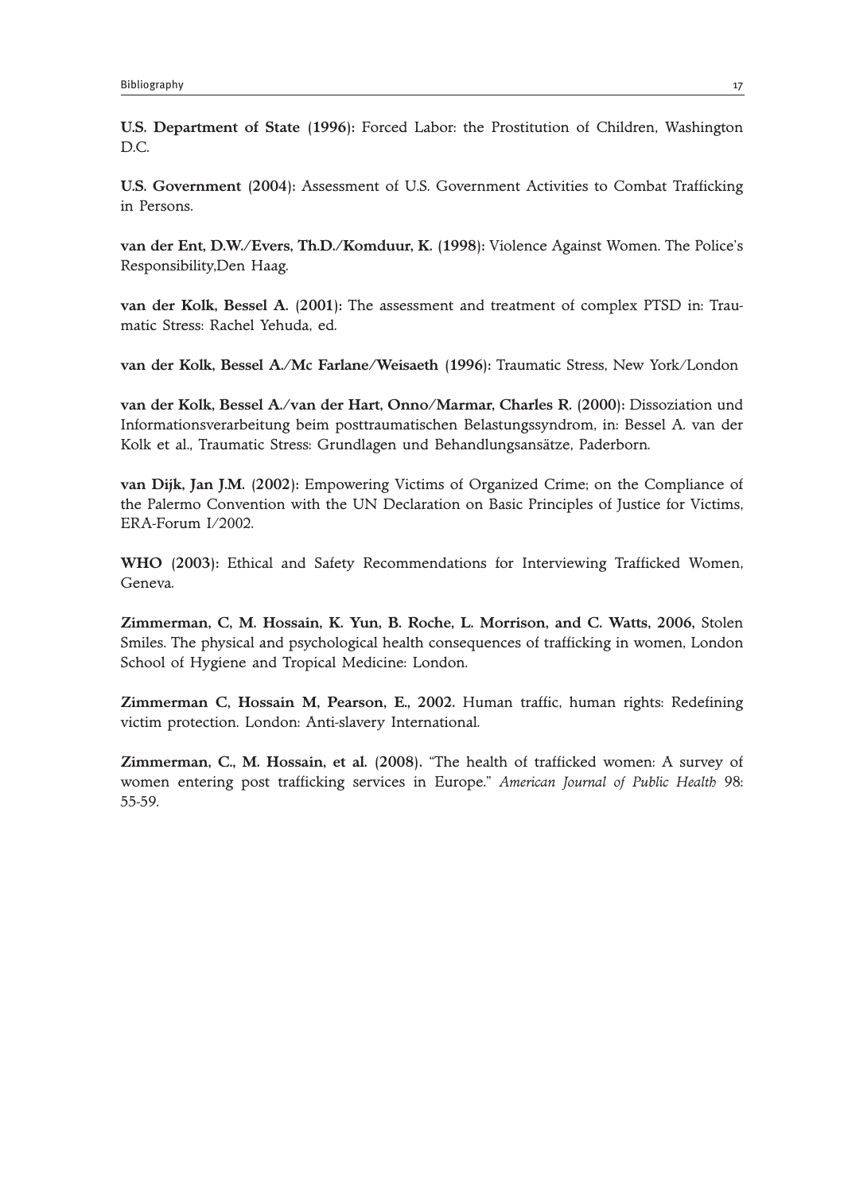**U.S. Department of State (1996):** Forced Labor: the Prostitution of Children, Washington D.C.

**U.S. Government (2004):** Assessment of U.S. Government Activities to Combat Trafficking in Persons.

**van der Ent, D.W./Evers, Th.D./Komduur, K. (1998):** Violence Against Women. The Police's Responsibility,Den Haag.

**van der Kolk, Bessel A. (2001):** The assessment and treatment of complex PTSD in: Traumatic Stress: Rachel Yehuda, ed.

**van der Kolk, Bessel A./Mc Farlane/Weisaeth (1996):** Traumatic Stress, New York/London

**van der Kolk, Bessel A./van der Hart, Onno/Marmar, Charles R. (2000):** Dissoziation und Informationsverarbeitung beim posttraumatischen Belastungssyndrom, in: Bessel A. van der Kolk et al., Traumatic Stress: Grundlagen und Behandlungsansätze, Paderborn.

**van Dijk, Jan J.M. (2002):** Empowering Victims of Organized Crime; on the Compliance of the Palermo Convention with the UN Declaration on Basic Principles of Justice for Victims, ERA-Forum I/2002.

**WHO (2003):** Ethical and Safety Recommendations for Interviewing Trafficked Women, Geneva.

**Zimmerman, C, M. Hossain, K. Yun, B. Roche, L. Morrison, and C. Watts, 2006,** Stolen Smiles. The physical and psychological health consequences of trafficking in women, London School of Hygiene and Tropical Medicine: London.

**Zimmerman C, Hossain M, Pearson, E., 2002.** Human traffic, human rights: Redefining victim protection. London: Anti-slavery International.

**Zimmerman, C., M. Hossain, et al. (2008).** "The health of trafficked women: A survey of women entering post trafficking services in Europe." *American Journal of Public Health* 98: 55-59.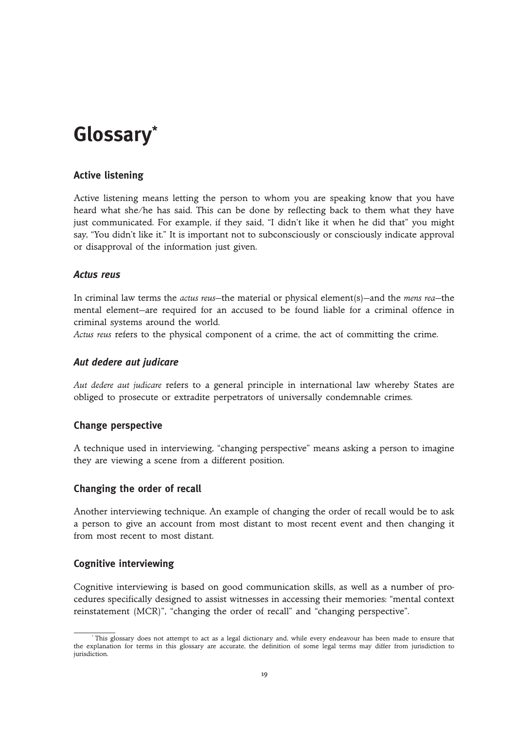# Glossary[*]

### Active listening

Active listening means letting the person to whom you are speaking know that you have heard what she/he has said. This can be done by reflecting back to them what they have just communicated. For example, if they said, "I didn't like it when he did that" you might say, "You didn't like it." It is important not to subconsciously or consciously indicate approval or disapproval of the information just given.

### *Actus reus*

In criminal law terms the *actus reus*—the material or physical element(s)—and the *mens rea*—the mental element—are required for an accused to be found liable for a criminal offence in criminal systems around the world.
*Actus reus* refers to the physical component of a crime, the act of committing the crime.

### *Aut dedere aut judicare*

*Aut dedere aut judicare* refers to a general principle in international law whereby States are obliged to prosecute or extradite perpetrators of universally condemnable crimes.

### Change perspective

A technique used in interviewing, "changing perspective" means asking a person to imagine they are viewing a scene from a different position.

### Changing the order of recall

Another interviewing technique. An example of changing the order of recall would be to ask a person to give an account from most distant to most recent event and then changing it from most recent to most distant.

### Cognitive interviewing

Cognitive interviewing is based on good communication skills, as well as a number of procedures specifically designed to assist witnesses in accessing their memories: "mental context reinstatement (MCR)", "changing the order of recall" and "changing perspective".

[*] This glossary does not attempt to act as a legal dictionary and, while every endeavour has been made to ensure that the explanation for terms in this glossary are accurate, the definition of some legal terms may differ from jurisdiction to jurisdiction.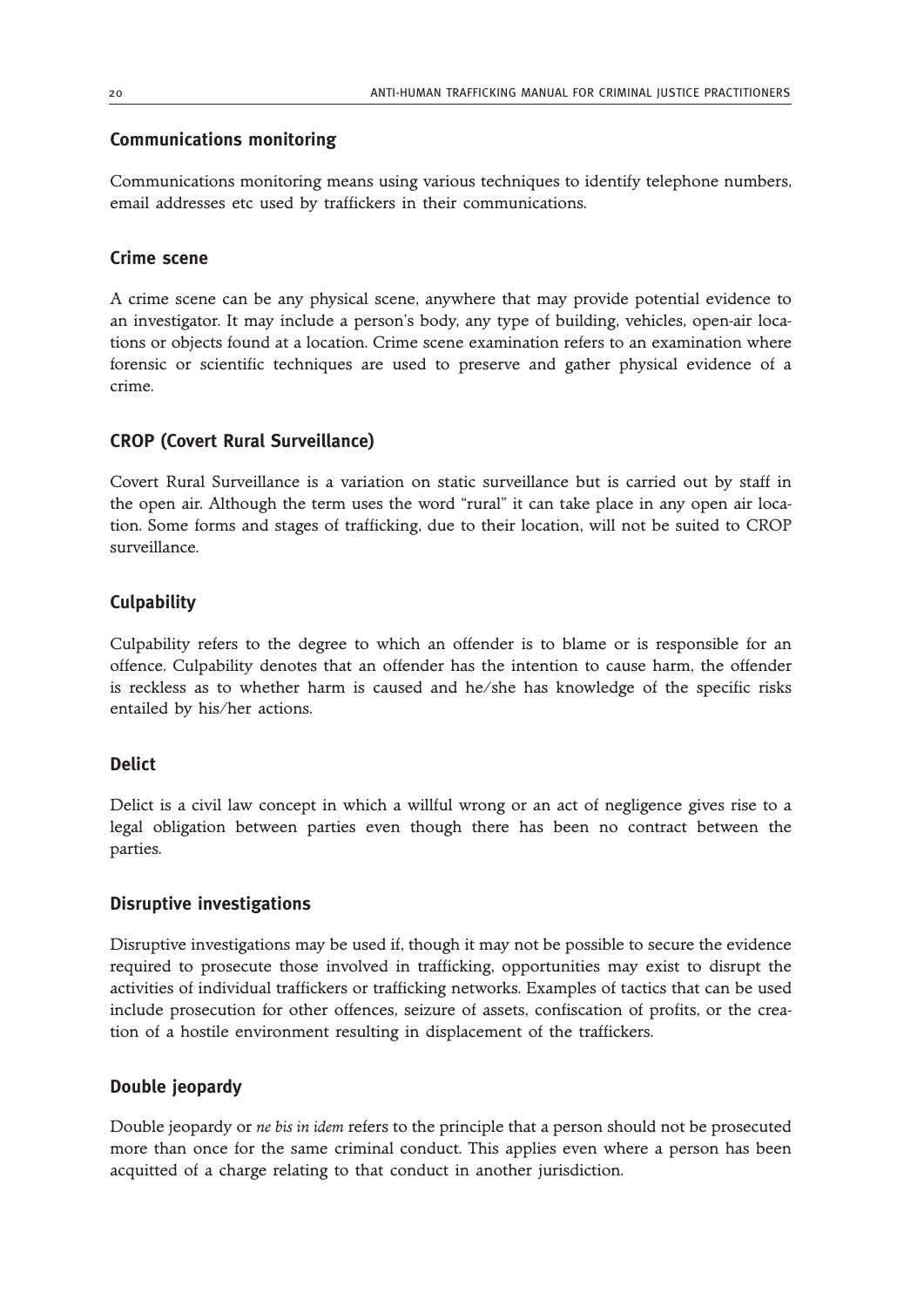### Communications monitoring

Communications monitoring means using various techniques to identify telephone numbers, email addresses etc used by traffickers in their communications.

### Crime scene

A crime scene can be any physical scene, anywhere that may provide potential evidence to an investigator. It may include a person's body, any type of building, vehicles, open-air locations or objects found at a location. Crime scene examination refers to an examination where forensic or scientific techniques are used to preserve and gather physical evidence of a crime.

### CROP (Covert Rural Surveillance)

Covert Rural Surveillance is a variation on static surveillance but is carried out by staff in the open air. Although the term uses the word "rural" it can take place in any open air location. Some forms and stages of trafficking, due to their location, will not be suited to CROP surveillance.

### Culpability

Culpability refers to the degree to which an offender is to blame or is responsible for an offence. Culpability denotes that an offender has the intention to cause harm, the offender is reckless as to whether harm is caused and he/she has knowledge of the specific risks entailed by his/her actions.

### Delict

Delict is a civil law concept in which a willful wrong or an act of negligence gives rise to a legal obligation between parties even though there has been no contract between the parties.

### Disruptive investigations

Disruptive investigations may be used if, though it may not be possible to secure the evidence required to prosecute those involved in trafficking, opportunities may exist to disrupt the activities of individual traffickers or trafficking networks. Examples of tactics that can be used include prosecution for other offences, seizure of assets, confiscation of profits, or the creation of a hostile environment resulting in displacement of the traffickers.

### Double jeopardy

Double jeopardy or *ne bis in idem* refers to the principle that a person should not be prosecuted more than once for the same criminal conduct. This applies even where a person has been acquitted of a charge relating to that conduct in another jurisdiction.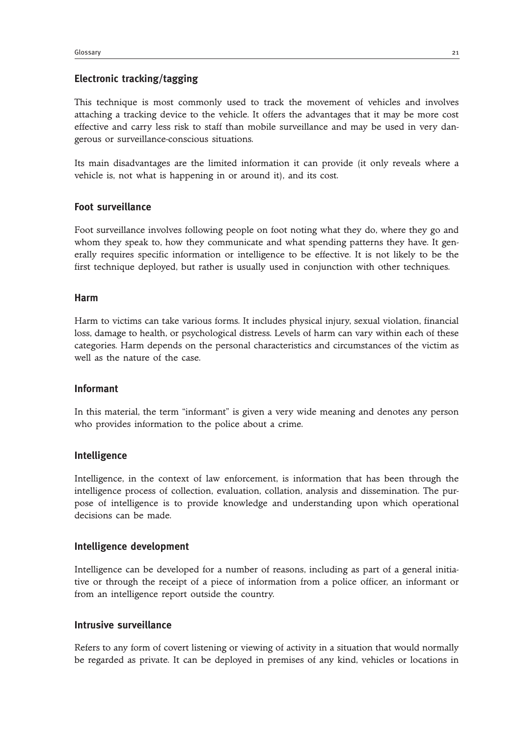## Electronic tracking/tagging

This technique is most commonly used to track the movement of vehicles and involves attaching a tracking device to the vehicle. It offers the advantages that it may be more cost effective and carry less risk to staff than mobile surveillance and may be used in very dangerous or surveillance-conscious situations.

Its main disadvantages are the limited information it can provide (it only reveals where a vehicle is, not what is happening in or around it), and its cost.

## Foot surveillance

Foot surveillance involves following people on foot noting what they do, where they go and whom they speak to, how they communicate and what spending patterns they have. It generally requires specific information or intelligence to be effective. It is not likely to be the first technique deployed, but rather is usually used in conjunction with other techniques.

## Harm

Harm to victims can take various forms. It includes physical injury, sexual violation, financial loss, damage to health, or psychological distress. Levels of harm can vary within each of these categories. Harm depends on the personal characteristics and circumstances of the victim as well as the nature of the case.

## Informant

In this material, the term "informant" is given a very wide meaning and denotes any person who provides information to the police about a crime.

## Intelligence

Intelligence, in the context of law enforcement, is information that has been through the intelligence process of collection, evaluation, collation, analysis and dissemination. The purpose of intelligence is to provide knowledge and understanding upon which operational decisions can be made.

## Intelligence development

Intelligence can be developed for a number of reasons, including as part of a general initiative or through the receipt of a piece of information from a police officer, an informant or from an intelligence report outside the country.

## Intrusive surveillance

Refers to any form of covert listening or viewing of activity in a situation that would normally be regarded as private. It can be deployed in premises of any kind, vehicles or locations in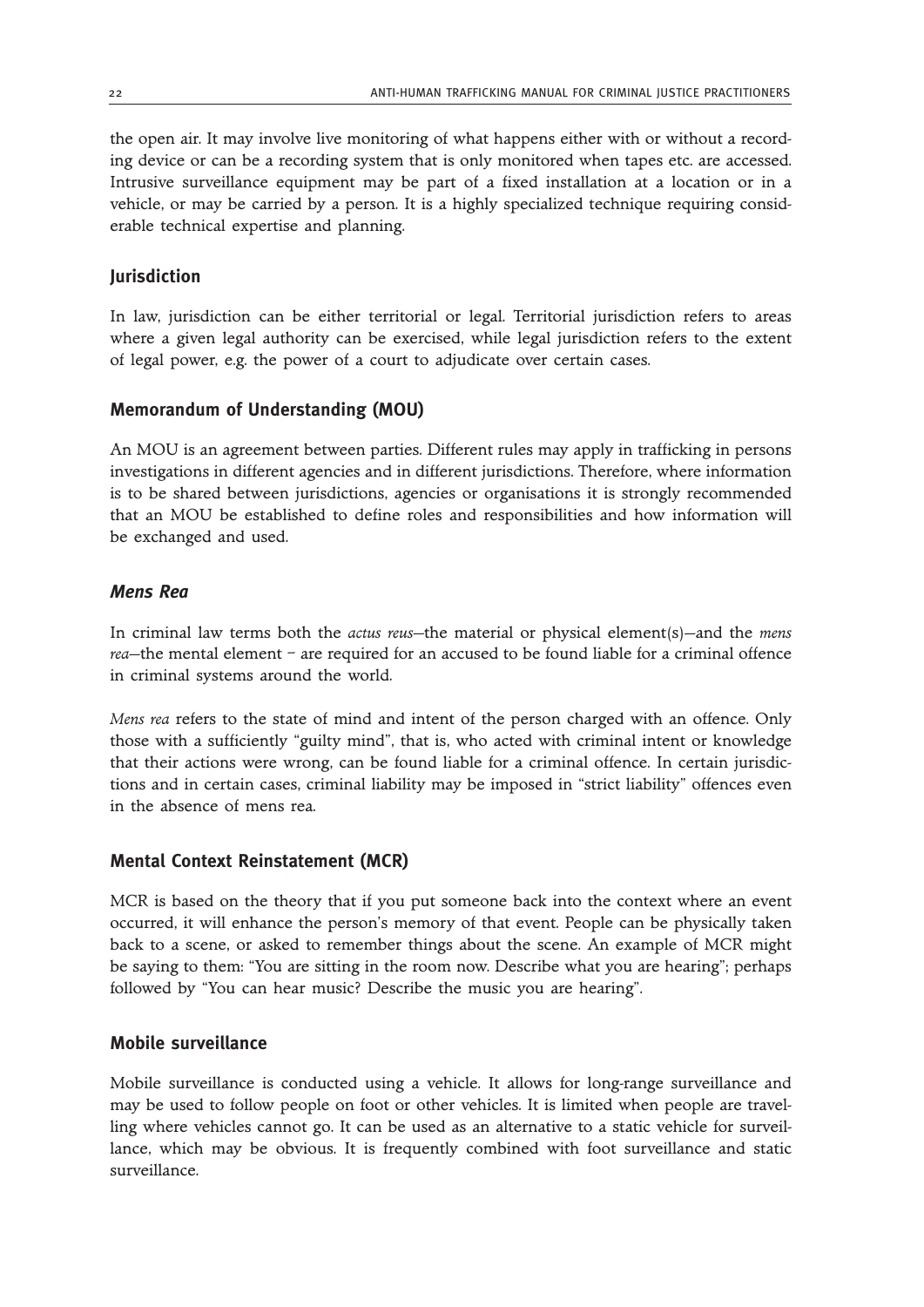the open air. It may involve live monitoring of what happens either with or without a recording device or can be a recording system that is only monitored when tapes etc. are accessed. Intrusive surveillance equipment may be part of a fixed installation at a location or in a vehicle, or may be carried by a person. It is a highly specialized technique requiring considerable technical expertise and planning.

### Jurisdiction

In law, jurisdiction can be either territorial or legal. Territorial jurisdiction refers to areas where a given legal authority can be exercised, while legal jurisdiction refers to the extent of legal power, e.g. the power of a court to adjudicate over certain cases.

### Memorandum of Understanding (MOU)

An MOU is an agreement between parties. Different rules may apply in trafficking in persons investigations in different agencies and in different jurisdictions. Therefore, where information is to be shared between jurisdictions, agencies or organisations it is strongly recommended that an MOU be established to define roles and responsibilities and how information will be exchanged and used.

### *Mens Rea*

In criminal law terms both the *actus reus*—the material or physical element(s)—and the *mens rea*—the mental element – are required for an accused to be found liable for a criminal offence in criminal systems around the world.

*Mens rea* refers to the state of mind and intent of the person charged with an offence. Only those with a sufficiently "guilty mind", that is, who acted with criminal intent or knowledge that their actions were wrong, can be found liable for a criminal offence. In certain jurisdictions and in certain cases, criminal liability may be imposed in "strict liability" offences even in the absence of mens rea.

### Mental Context Reinstatement (MCR)

MCR is based on the theory that if you put someone back into the context where an event occurred, it will enhance the person's memory of that event. People can be physically taken back to a scene, or asked to remember things about the scene. An example of MCR might be saying to them: "You are sitting in the room now. Describe what you are hearing"; perhaps followed by "You can hear music? Describe the music you are hearing".

### Mobile surveillance

Mobile surveillance is conducted using a vehicle. It allows for long-range surveillance and may be used to follow people on foot or other vehicles. It is limited when people are travelling where vehicles cannot go. It can be used as an alternative to a static vehicle for surveillance, which may be obvious. It is frequently combined with foot surveillance and static surveillance.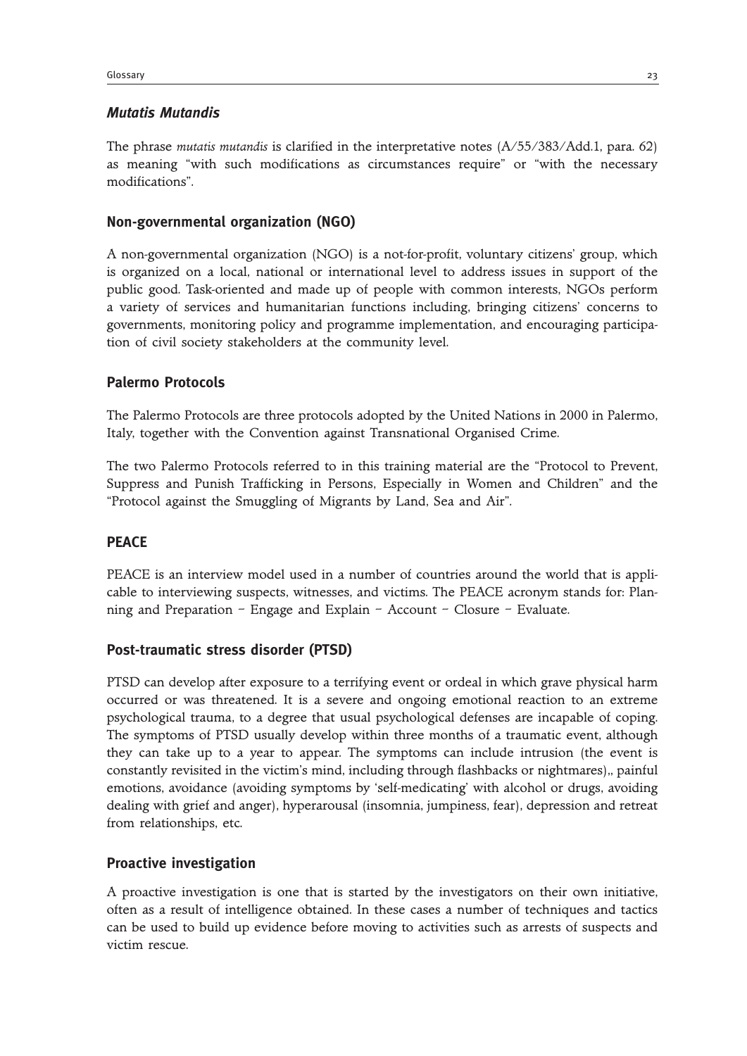### *Mutatis Mutandis*

The phrase *mutatis mutandis* is clarified in the interpretative notes (A/55/383/Add.1, para. 62) as meaning "with such modifications as circumstances require" or "with the necessary modifications".

### Non-governmental organization (NGO)

A non-governmental organization (NGO) is a not-for-profit, voluntary citizens' group, which is organized on a local, national or international level to address issues in support of the public good. Task-oriented and made up of people with common interests, NGOs perform a variety of services and humanitarian functions including, bringing citizens' concerns to governments, monitoring policy and programme implementation, and encouraging participation of civil society stakeholders at the community level.

### Palermo Protocols

The Palermo Protocols are three protocols adopted by the United Nations in 2000 in Palermo, Italy, together with the Convention against Transnational Organised Crime.

The two Palermo Protocols referred to in this training material are the "Protocol to Prevent, Suppress and Punish Trafficking in Persons, Especially in Women and Children" and the "Protocol against the Smuggling of Migrants by Land, Sea and Air".

### PEACE

PEACE is an interview model used in a number of countries around the world that is applicable to interviewing suspects, witnesses, and victims. The PEACE acronym stands for: Planning and Preparation – Engage and Explain – Account – Closure – Evaluate.

### Post-traumatic stress disorder (PTSD)

PTSD can develop after exposure to a terrifying event or ordeal in which grave physical harm occurred or was threatened. It is a severe and ongoing emotional reaction to an extreme psychological trauma, to a degree that usual psychological defenses are incapable of coping. The symptoms of PTSD usually develop within three months of a traumatic event, although they can take up to a year to appear. The symptoms can include intrusion (the event is constantly revisited in the victim's mind, including through flashbacks or nightmares),, painful emotions, avoidance (avoiding symptoms by 'self-medicating' with alcohol or drugs, avoiding dealing with grief and anger), hyperarousal (insomnia, jumpiness, fear), depression and retreat from relationships, etc.

### Proactive investigation

A proactive investigation is one that is started by the investigators on their own initiative, often as a result of intelligence obtained. In these cases a number of techniques and tactics can be used to build up evidence before moving to activities such as arrests of suspects and victim rescue.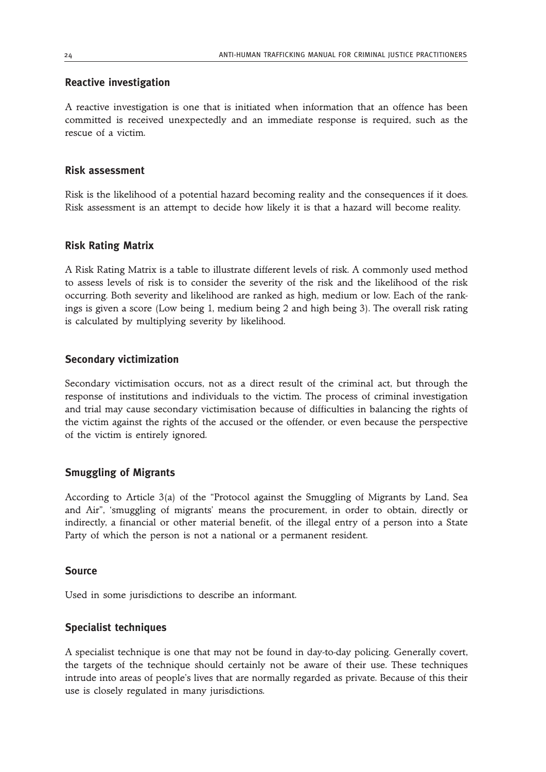### Reactive investigation

A reactive investigation is one that is initiated when information that an offence has been committed is received unexpectedly and an immediate response is required, such as the rescue of a victim.

### Risk assessment

Risk is the likelihood of a potential hazard becoming reality and the consequences if it does. Risk assessment is an attempt to decide how likely it is that a hazard will become reality.

### Risk Rating Matrix

A Risk Rating Matrix is a table to illustrate different levels of risk. A commonly used method to assess levels of risk is to consider the severity of the risk and the likelihood of the risk occurring. Both severity and likelihood are ranked as high, medium or low. Each of the rankings is given a score (Low being 1, medium being 2 and high being 3). The overall risk rating is calculated by multiplying severity by likelihood.

### Secondary victimization

Secondary victimisation occurs, not as a direct result of the criminal act, but through the response of institutions and individuals to the victim. The process of criminal investigation and trial may cause secondary victimisation because of difficulties in balancing the rights of the victim against the rights of the accused or the offender, or even because the perspective of the victim is entirely ignored.

### Smuggling of Migrants

According to Article 3(a) of the "Protocol against the Smuggling of Migrants by Land, Sea and Air", 'smuggling of migrants' means the procurement, in order to obtain, directly or indirectly, a financial or other material benefit, of the illegal entry of a person into a State Party of which the person is not a national or a permanent resident.

### Source

Used in some jurisdictions to describe an informant.

### Specialist techniques

A specialist technique is one that may not be found in day-to-day policing. Generally covert, the targets of the technique should certainly not be aware of their use. These techniques intrude into areas of people's lives that are normally regarded as private. Because of this their use is closely regulated in many jurisdictions.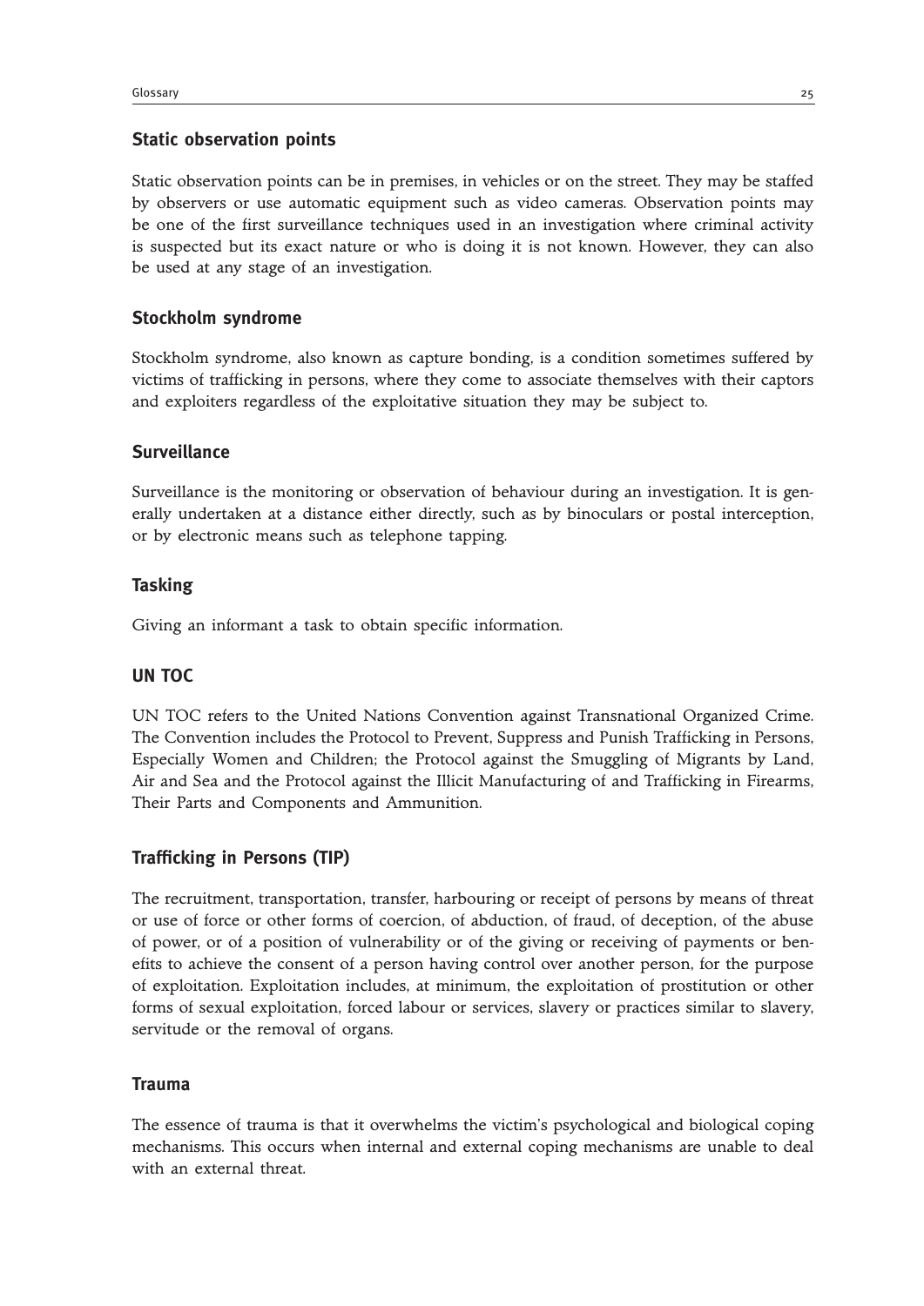### Static observation points

Static observation points can be in premises, in vehicles or on the street. They may be staffed by observers or use automatic equipment such as video cameras. Observation points may be one of the first surveillance techniques used in an investigation where criminal activity is suspected but its exact nature or who is doing it is not known. However, they can also be used at any stage of an investigation.

### Stockholm syndrome

Stockholm syndrome, also known as capture bonding, is a condition sometimes suffered by victims of trafficking in persons, where they come to associate themselves with their captors and exploiters regardless of the exploitative situation they may be subject to.

### Surveillance

Surveillance is the monitoring or observation of behaviour during an investigation. It is generally undertaken at a distance either directly, such as by binoculars or postal interception, or by electronic means such as telephone tapping.

### Tasking

Giving an informant a task to obtain specific information.

### UN TOC

UN TOC refers to the United Nations Convention against Transnational Organized Crime. The Convention includes the Protocol to Prevent, Suppress and Punish Trafficking in Persons, Especially Women and Children; the Protocol against the Smuggling of Migrants by Land, Air and Sea and the Protocol against the Illicit Manufacturing of and Trafficking in Firearms, Their Parts and Components and Ammunition.

### Trafficking in Persons (TIP)

The recruitment, transportation, transfer, harbouring or receipt of persons by means of threat or use of force or other forms of coercion, of abduction, of fraud, of deception, of the abuse of power, or of a position of vulnerability or of the giving or receiving of payments or benefits to achieve the consent of a person having control over another person, for the purpose of exploitation. Exploitation includes, at minimum, the exploitation of prostitution or other forms of sexual exploitation, forced labour or services, slavery or practices similar to slavery, servitude or the removal of organs.

### Trauma

The essence of trauma is that it overwhelms the victim's psychological and biological coping mechanisms. This occurs when internal and external coping mechanisms are unable to deal with an external threat.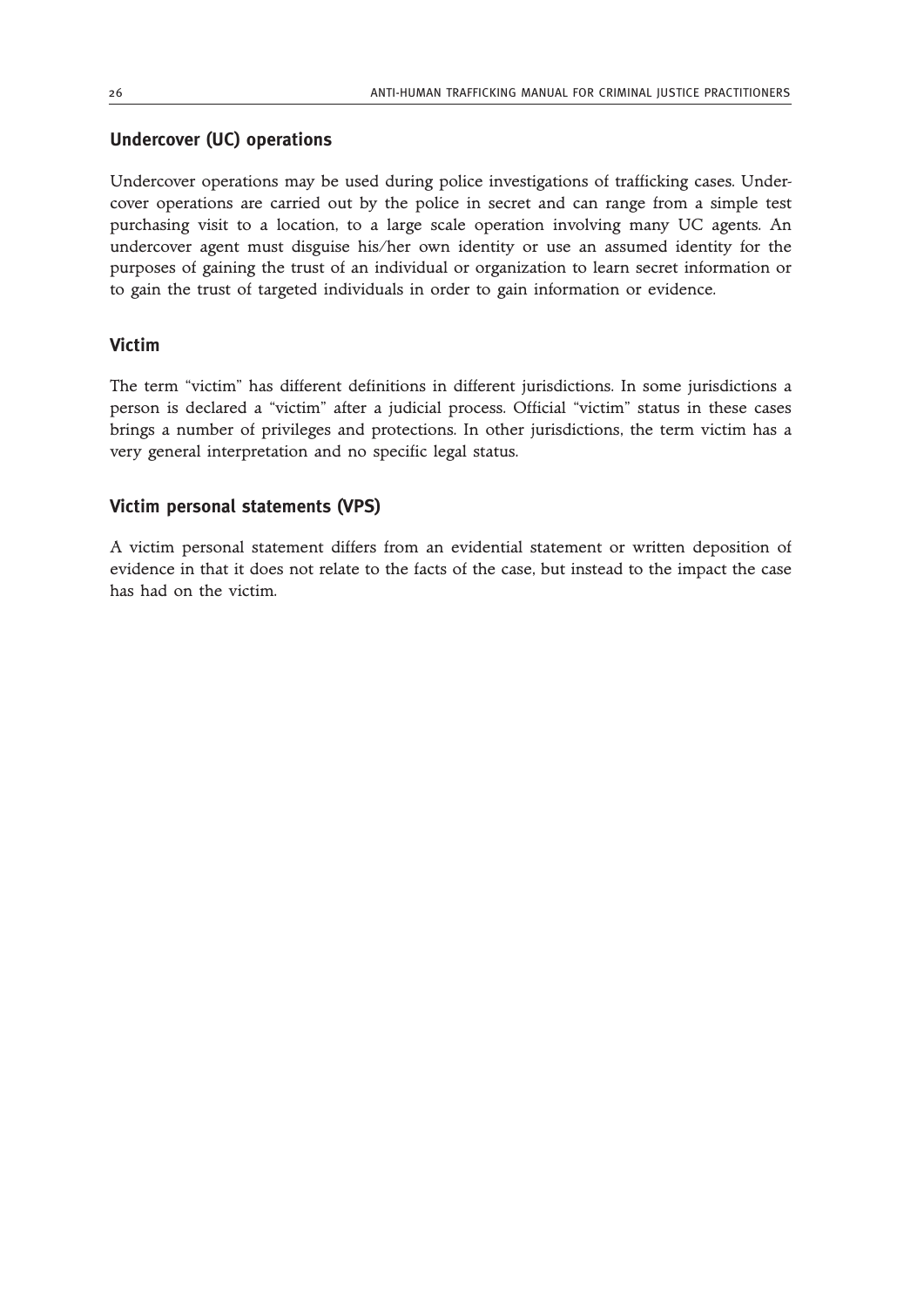## Undercover (UC) operations

Undercover operations may be used during police investigations of trafficking cases. Undercover operations are carried out by the police in secret and can range from a simple test purchasing visit to a location, to a large scale operation involving many UC agents. An undercover agent must disguise his/her own identity or use an assumed identity for the purposes of gaining the trust of an individual or organization to learn secret information or to gain the trust of targeted individuals in order to gain information or evidence.

## Victim

The term "victim" has different definitions in different jurisdictions. In some jurisdictions a person is declared a "victim" after a judicial process. Official "victim" status in these cases brings a number of privileges and protections. In other jurisdictions, the term victim has a very general interpretation and no specific legal status.

## Victim personal statements (VPS)

A victim personal statement differs from an evidential statement or written deposition of evidence in that it does not relate to the facts of the case, but instead to the impact the case has had on the victim.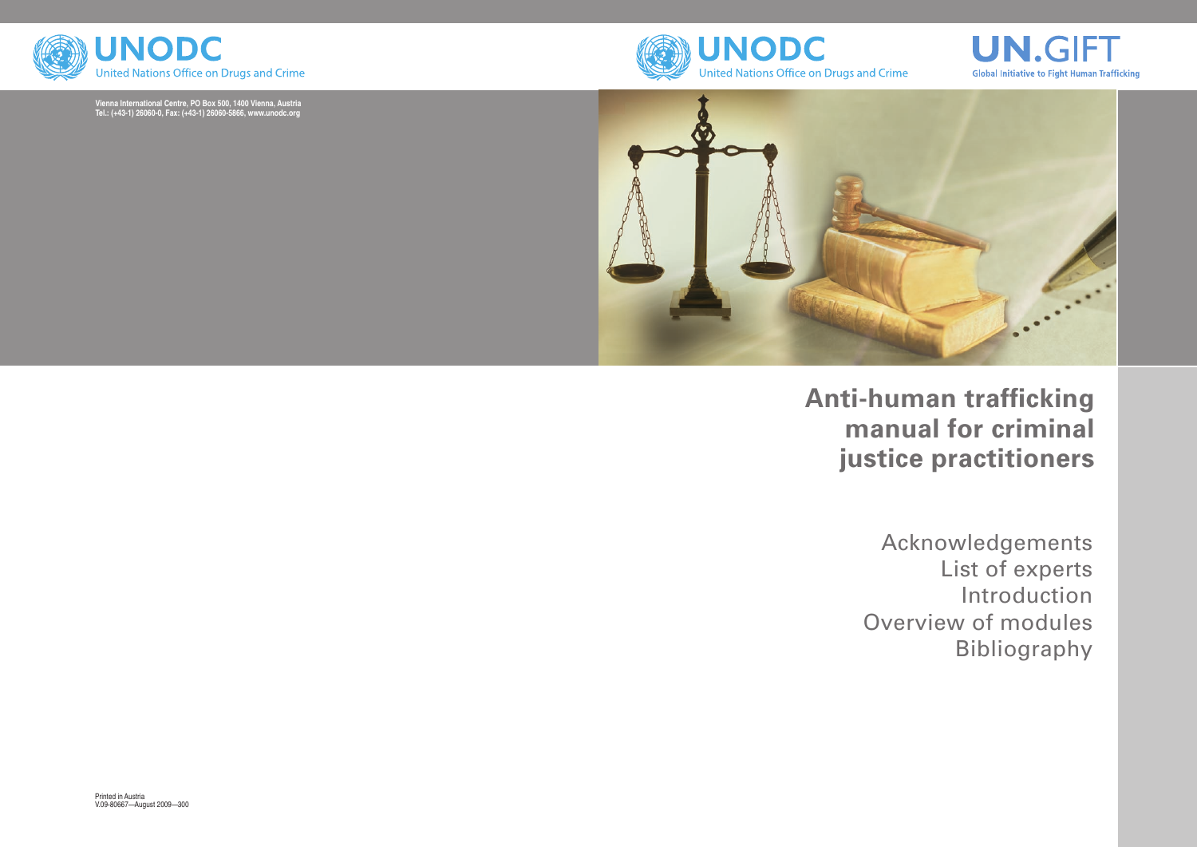UNODC
United Nations Office on Drugs and Crime

Vienna International Centre, PO Box 500, 1400 Vienna, Austria
Tel.: (+43-1) 26060-0, Fax: (+43-1) 26060-5866, www.unodc.org

UNODC
United Nations Office on Drugs and Crime

UN.GIFT
Global Initiative to Fight Human Trafficking

# Anti-human trafficking manual for criminal justice practitioners

Acknowledgements
List of experts
Introduction
Overview of modules
Bibliography

Printed in Austria
V.09-80667—August 2009—300